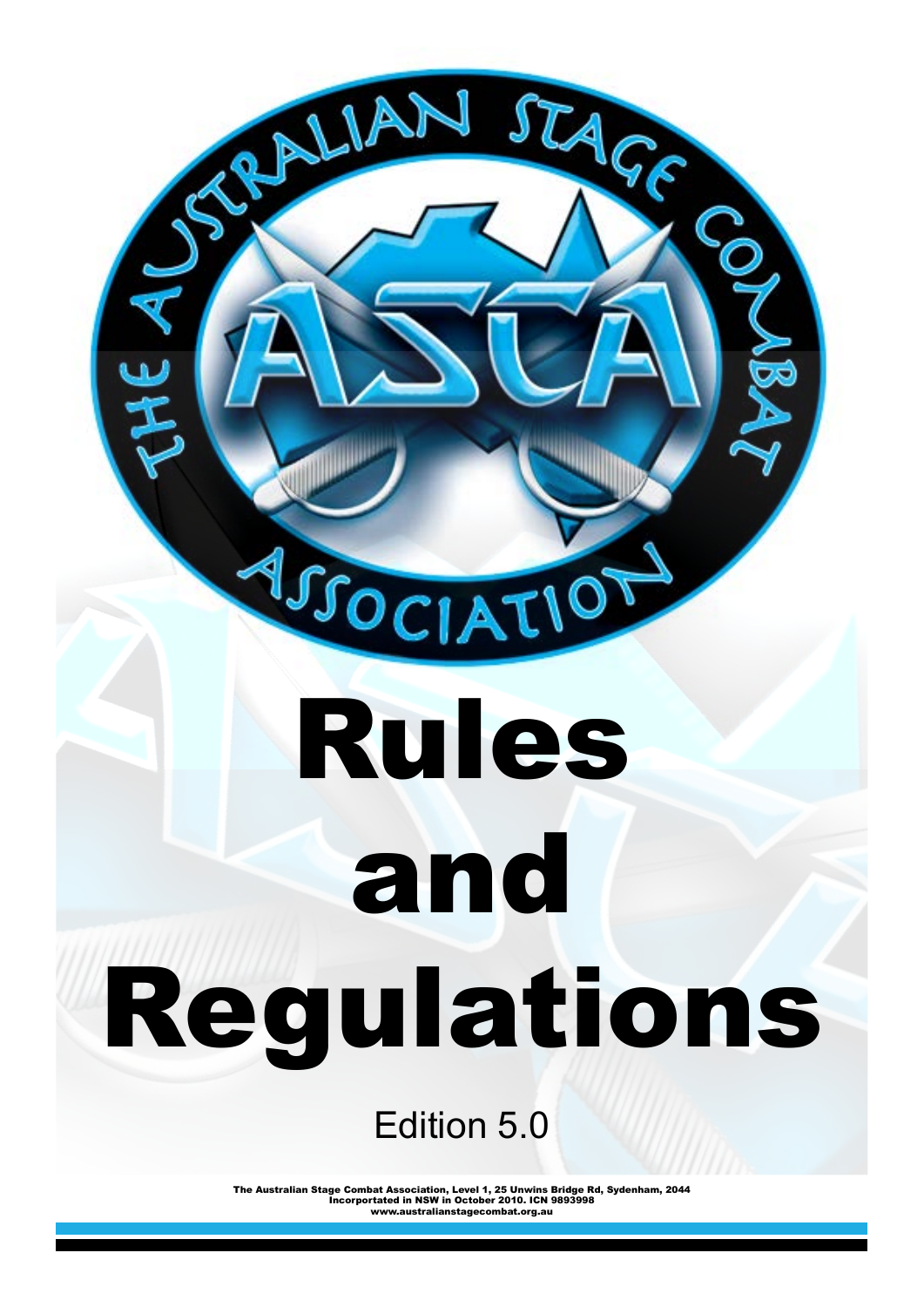THE AUSTRALIAN STAGE COMBAT ASSOCIATION

ASCA

# Rules and Regulations

Edition 5.0

The Australian Stage Combat Association, Level 1, 25 Unwins Bridge Rd, Sydenham, 2044
Incorportated in NSW in October 2010. ICN 9893998
www.australianstagecombat.org.au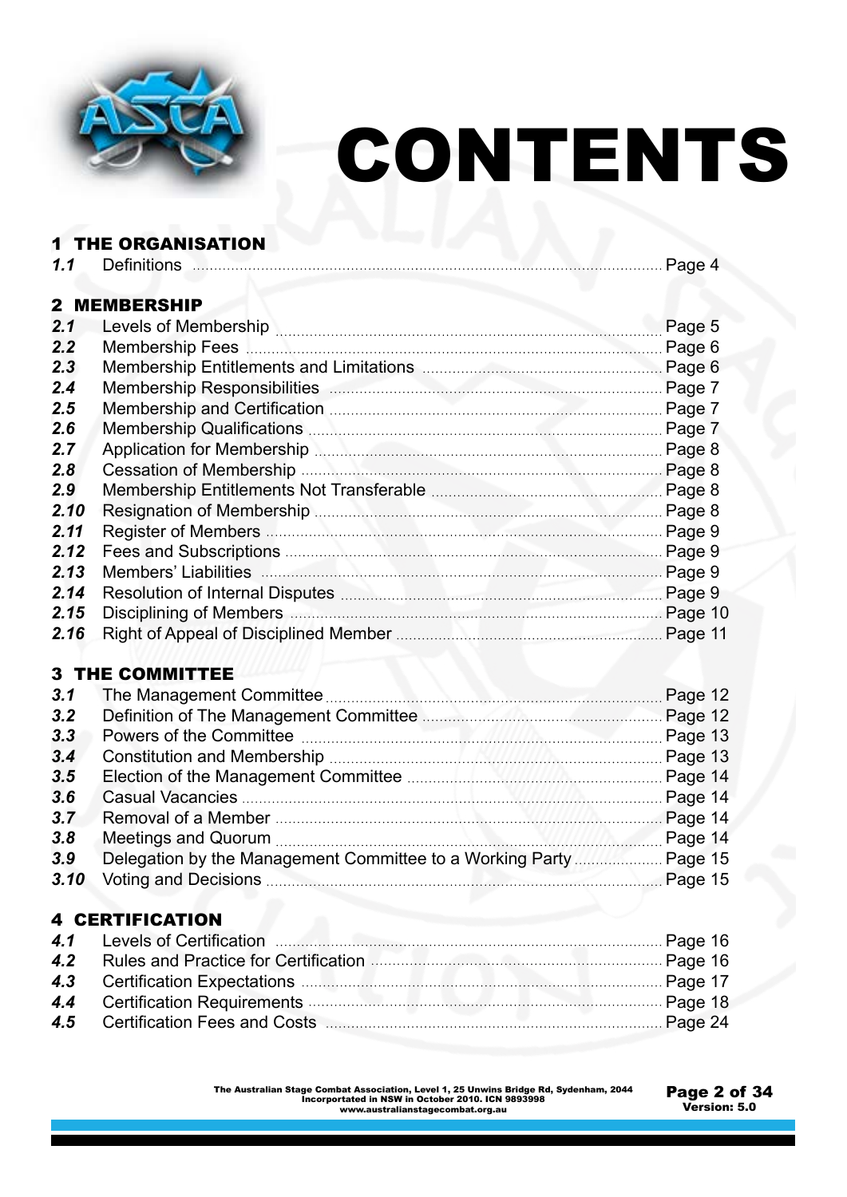# CONTENTS

## 1 THE ORGANISATION

| | | |
|---|---|---|
| ***1.1*** | Definitions | Page 4 |

## 2 MEMBERSHIP

| | | |
|---|---|---|
| ***2.1*** | Levels of Membership | Page 5 |
| ***2.2*** | Membership Fees | Page 6 |
| ***2.3*** | Membership Entitlements and Limitations | Page 6 |
| ***2.4*** | Membership Responsibilities | Page 7 |
| ***2.5*** | Membership and Certification | Page 7 |
| ***2.6*** | Membership Qualifications | Page 7 |
| ***2.7*** | Application for Membership | Page 8 |
| ***2.8*** | Cessation of Membership | Page 8 |
| ***2.9*** | Membership Entitlements Not Transferable | Page 8 |
| ***2.10*** | Resignation of Membership | Page 8 |
| ***2.11*** | Register of Members | Page 9 |
| ***2.12*** | Fees and Subscriptions | Page 9 |
| ***2.13*** | Members' Liabilities | Page 9 |
| ***2.14*** | Resolution of Internal Disputes | Page 9 |
| ***2.15*** | Disciplining of Members | Page 10 |
| ***2.16*** | Right of Appeal of Disciplined Member | Page 11 |

## 3 THE COMMITTEE

| | | |
|---|---|---|
| ***3.1*** | The Management Committee | Page 12 |
| ***3.2*** | Definition of The Management Committee | Page 12 |
| ***3.3*** | Powers of the Committee | Page 13 |
| ***3.4*** | Constitution and Membership | Page 13 |
| ***3.5*** | Election of the Management Committee | Page 14 |
| ***3.6*** | Casual Vacancies | Page 14 |
| ***3.7*** | Removal of a Member | Page 14 |
| ***3.8*** | Meetings and Quorum | Page 14 |
| ***3.9*** | Delegation by the Management Committee to a Working Party | Page 15 |
| ***3.10*** | Voting and Decisions | Page 15 |

## 4 CERTIFICATION

| | | |
|---|---|---|
| ***4.1*** | Levels of Certification | Page 16 |
| ***4.2*** | Rules and Practice for Certification | Page 16 |
| ***4.3*** | Certification Expectations | Page 17 |
| ***4.4*** | Certification Requirements | Page 18 |
| ***4.5*** | Certification Fees and Costs | Page 24 |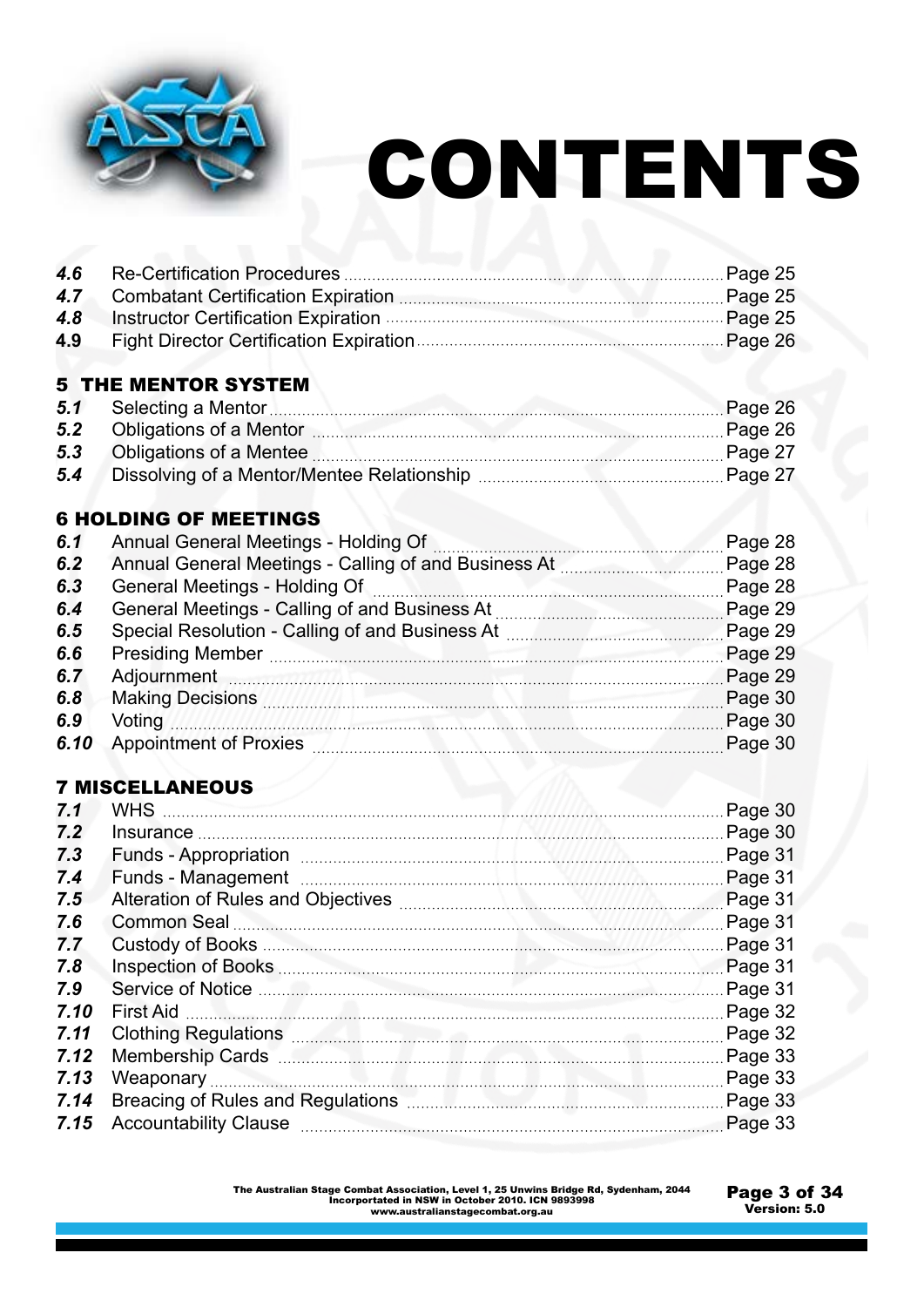# CONTENTS

| | | |
|---|---|---|
| *4.6* | Re-Certification Procedures | Page 25 |
| *4.7* | Combatant Certification Expiration | Page 25 |
| *4.8* | Instructor Certification Expiration | Page 25 |
| 4.9 | Fight Director Certification Expiration | Page 26 |

## 5 THE MENTOR SYSTEM

| | | |
|---|---|---|
| *5.1* | Selecting a Mentor | Page 26 |
| *5.2* | Obligations of a Mentor | Page 26 |
| *5.3* | Obligations of a Mentee | Page 27 |
| *5.4* | Dissolving of a Mentor/Mentee Relationship | Page 27 |

## 6 HOLDING OF MEETINGS

| | | |
|---|---|---|
| *6.1* | Annual General Meetings - Holding Of | Page 28 |
| *6.2* | Annual General Meetings - Calling of and Business At | Page 28 |
| *6.3* | General Meetings - Holding Of | Page 28 |
| *6.4* | General Meetings - Calling of and Business At | Page 29 |
| *6.5* | Special Resolution - Calling of and Business At | Page 29 |
| *6.6* | Presiding Member | Page 29 |
| *6.7* | Adjournment | Page 29 |
| *6.8* | Making Decisions | Page 30 |
| *6.9* | Voting | Page 30 |
| *6.10* | Appointment of Proxies | Page 30 |

## 7 MISCELLANEOUS

| | | |
|---|---|---|
| *7.1* | WHS | Page 30 |
| *7.2* | Insurance | Page 30 |
| *7.3* | Funds - Appropriation | Page 31 |
| *7.4* | Funds - Management | Page 31 |
| *7.5* | Alteration of Rules and Objectives | Page 31 |
| *7.6* | Common Seal | Page 31 |
| *7.7* | Custody of Books | Page 31 |
| *7.8* | Inspection of Books | Page 31 |
| *7.9* | Service of Notice | Page 31 |
| *7.10* | First Aid | Page 32 |
| *7.11* | Clothing Regulations | Page 32 |
| *7.12* | Membership Cards | Page 33 |
| *7.13* | Weaponary | Page 33 |
| *7.14* | Breacing of Rules and Regulations | Page 33 |
| *7.15* | Accountability Clause | Page 33 |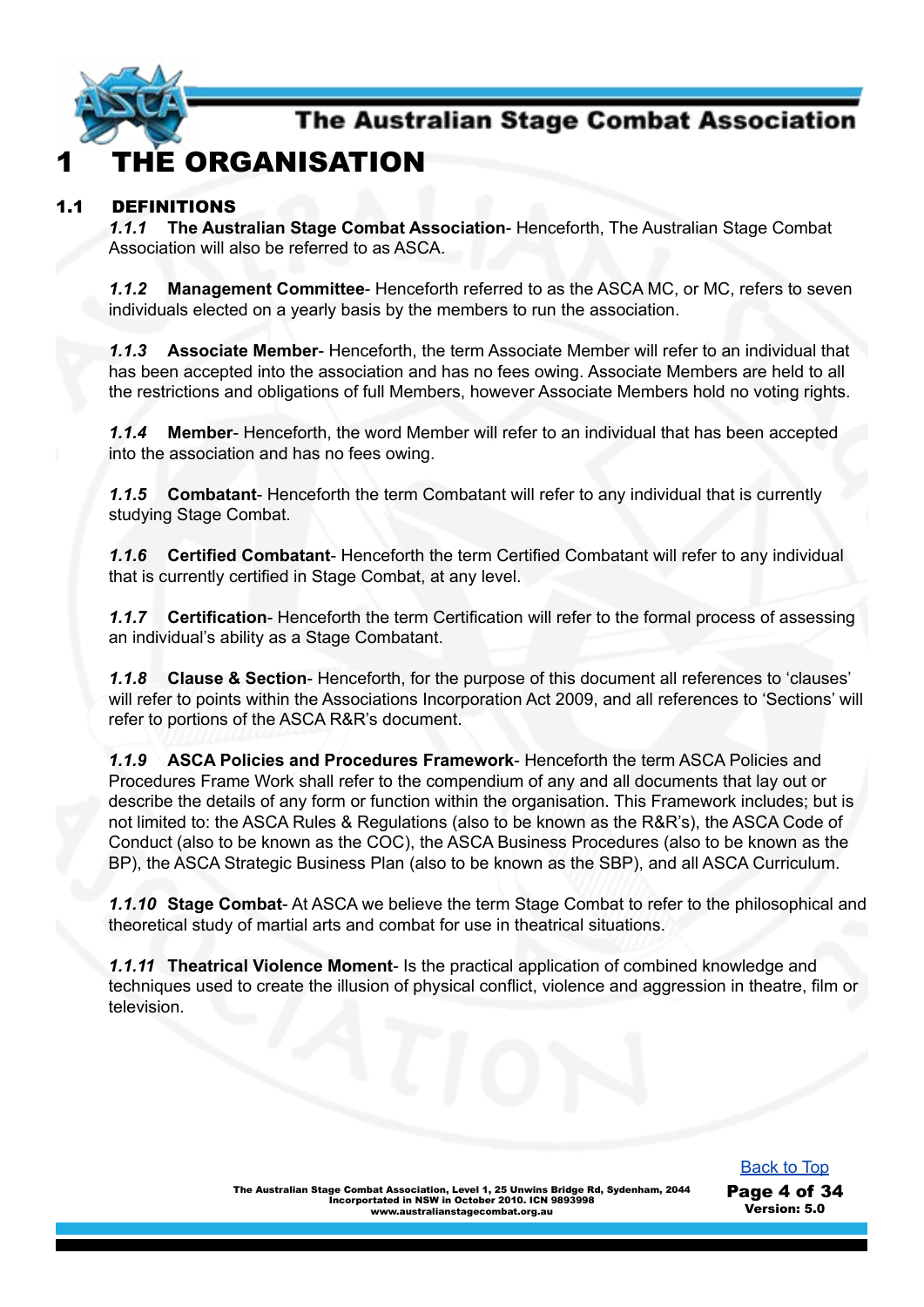# 1 THE ORGANISATION

## 1.1 DEFINITIONS

***1.1.1*** **The Australian Stage Combat Association**- Henceforth, The Australian Stage Combat Association will also be referred to as ASCA.

***1.1.2*** **Management Committee**- Henceforth referred to as the ASCA MC, or MC, refers to seven individuals elected on a yearly basis by the members to run the association.

***1.1.3*** **Associate Member**- Henceforth, the term Associate Member will refer to an individual that has been accepted into the association and has no fees owing. Associate Members are held to all the restrictions and obligations of full Members, however Associate Members hold no voting rights.

***1.1.4*** **Member**- Henceforth, the word Member will refer to an individual that has been accepted into the association and has no fees owing.

***1.1.5*** **Combatant**- Henceforth the term Combatant will refer to any individual that is currently studying Stage Combat.

***1.1.6*** **Certified Combatant**- Henceforth the term Certified Combatant will refer to any individual that is currently certified in Stage Combat, at any level.

***1.1.7*** **Certification**- Henceforth the term Certification will refer to the formal process of assessing an individual's ability as a Stage Combatant.

***1.1.8*** **Clause & Section**- Henceforth, for the purpose of this document all references to 'clauses' will refer to points within the Associations Incorporation Act 2009, and all references to 'Sections' will refer to portions of the ASCA R&R's document.

***1.1.9*** **ASCA Policies and Procedures Framework**- Henceforth the term ASCA Policies and Procedures Frame Work shall refer to the compendium of any and all documents that lay out or describe the details of any form or function within the organisation. This Framework includes; but is not limited to: the ASCA Rules & Regulations (also to be known as the R&R's), the ASCA Code of Conduct (also to be known as the COC), the ASCA Business Procedures (also to be known as the BP), the ASCA Strategic Business Plan (also to be known as the SBP), and all ASCA Curriculum.

***1.1.10*** **Stage Combat**- At ASCA we believe the term Stage Combat to refer to the philosophical and theoretical study of martial arts and combat for use in theatrical situations.

***1.1.11*** **Theatrical Violence Moment**- Is the practical application of combined knowledge and techniques used to create the illusion of physical conflict, violence and aggression in theatre, film or television.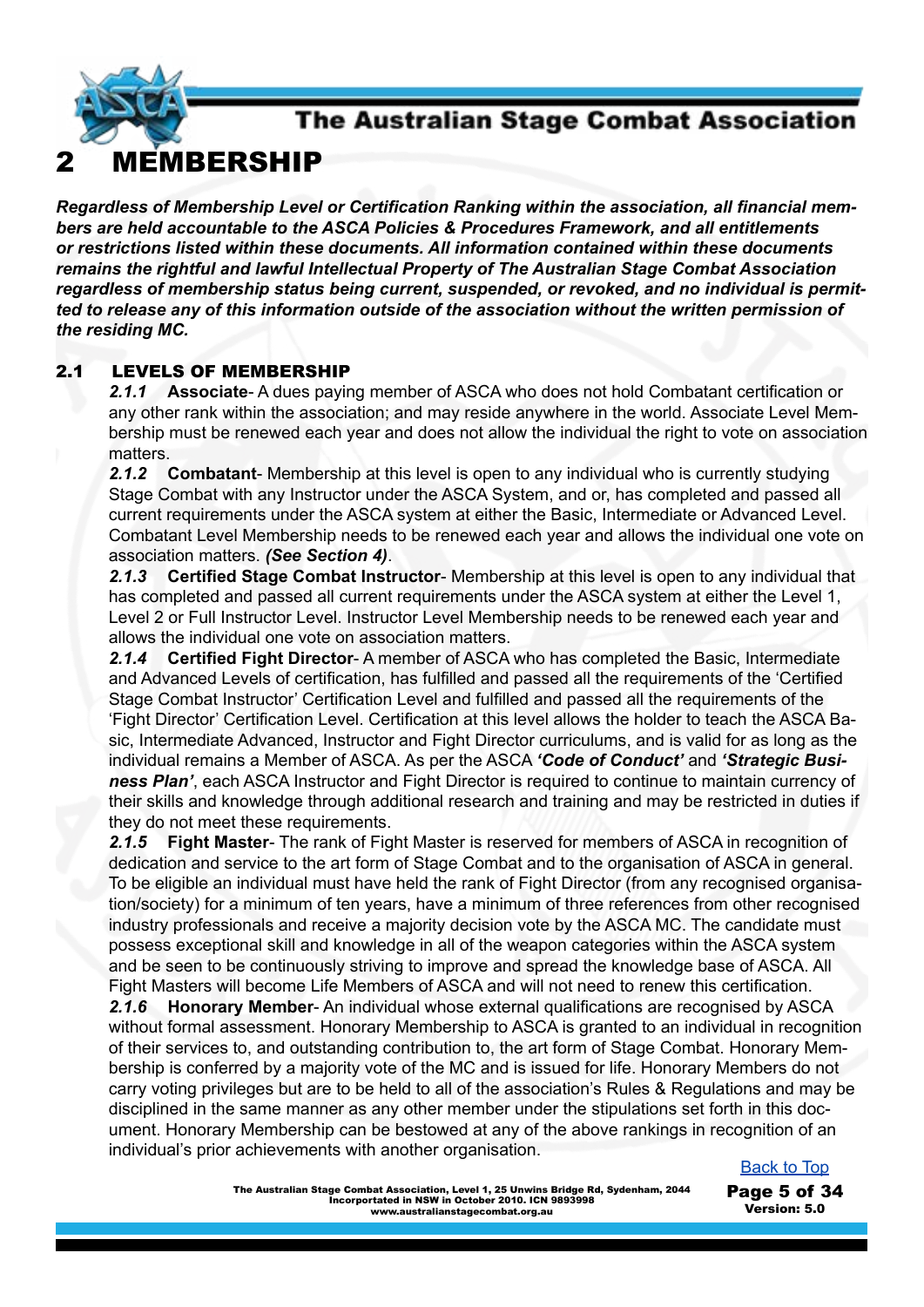# 2 MEMBERSHIP

***Regardless of Membership Level or Certification Ranking within the association, all financial members are held accountable to the ASCA Policies & Procedures Framework, and all entitlements or restrictions listed within these documents. All information contained within these documents remains the rightful and lawful Intellectual Property of The Australian Stage Combat Association regardless of membership status being current, suspended, or revoked, and no individual is permitted to release any of this information outside of the association without the written permission of the residing MC.***

## 2.1 LEVELS OF MEMBERSHIP

***2.1.1*** **Associate**- A dues paying member of ASCA who does not hold Combatant certification or any other rank within the association; and may reside anywhere in the world. Associate Level Membership must be renewed each year and does not allow the individual the right to vote on association matters.

***2.1.2*** **Combatant**- Membership at this level is open to any individual who is currently studying Stage Combat with any Instructor under the ASCA System, and or, has completed and passed all current requirements under the ASCA system at either the Basic, Intermediate or Advanced Level. Combatant Level Membership needs to be renewed each year and allows the individual one vote on association matters. ***(See Section 4)***.

***2.1.3*** **Certified Stage Combat Instructor**- Membership at this level is open to any individual that has completed and passed all current requirements under the ASCA system at either the Level 1, Level 2 or Full Instructor Level. Instructor Level Membership needs to be renewed each year and allows the individual one vote on association matters.

***2.1.4*** **Certified Fight Director**- A member of ASCA who has completed the Basic, Intermediate and Advanced Levels of certification, has fulfilled and passed all the requirements of the 'Certified Stage Combat Instructor' Certification Level and fulfilled and passed all the requirements of the 'Fight Director' Certification Level. Certification at this level allows the holder to teach the ASCA Basic, Intermediate Advanced, Instructor and Fight Director curriculums, and is valid for as long as the individual remains a Member of ASCA. As per the ASCA ***'Code of Conduct'*** and ***'Strategic Business Plan'***, each ASCA Instructor and Fight Director is required to continue to maintain currency of their skills and knowledge through additional research and training and may be restricted in duties if they do not meet these requirements.

***2.1.5*** **Fight Master**- The rank of Fight Master is reserved for members of ASCA in recognition of dedication and service to the art form of Stage Combat and to the organisation of ASCA in general. To be eligible an individual must have held the rank of Fight Director (from any recognised organisation/society) for a minimum of ten years, have a minimum of three references from other recognised industry professionals and receive a majority decision vote by the ASCA MC. The candidate must possess exceptional skill and knowledge in all of the weapon categories within the ASCA system and be seen to be continuously striving to improve and spread the knowledge base of ASCA. All Fight Masters will become Life Members of ASCA and will not need to renew this certification.

***2.1.6*** **Honorary Member**- An individual whose external qualifications are recognised by ASCA without formal assessment. Honorary Membership to ASCA is granted to an individual in recognition of their services to, and outstanding contribution to, the art form of Stage Combat. Honorary Membership is conferred by a majority vote of the MC and is issued for life. Honorary Members do not carry voting privileges but are to be held to all of the association's Rules & Regulations and may be disciplined in the same manner as any other member under the stipulations set forth in this document. Honorary Membership can be bestowed at any of the above rankings in recognition of an individual's prior achievements with another organisation.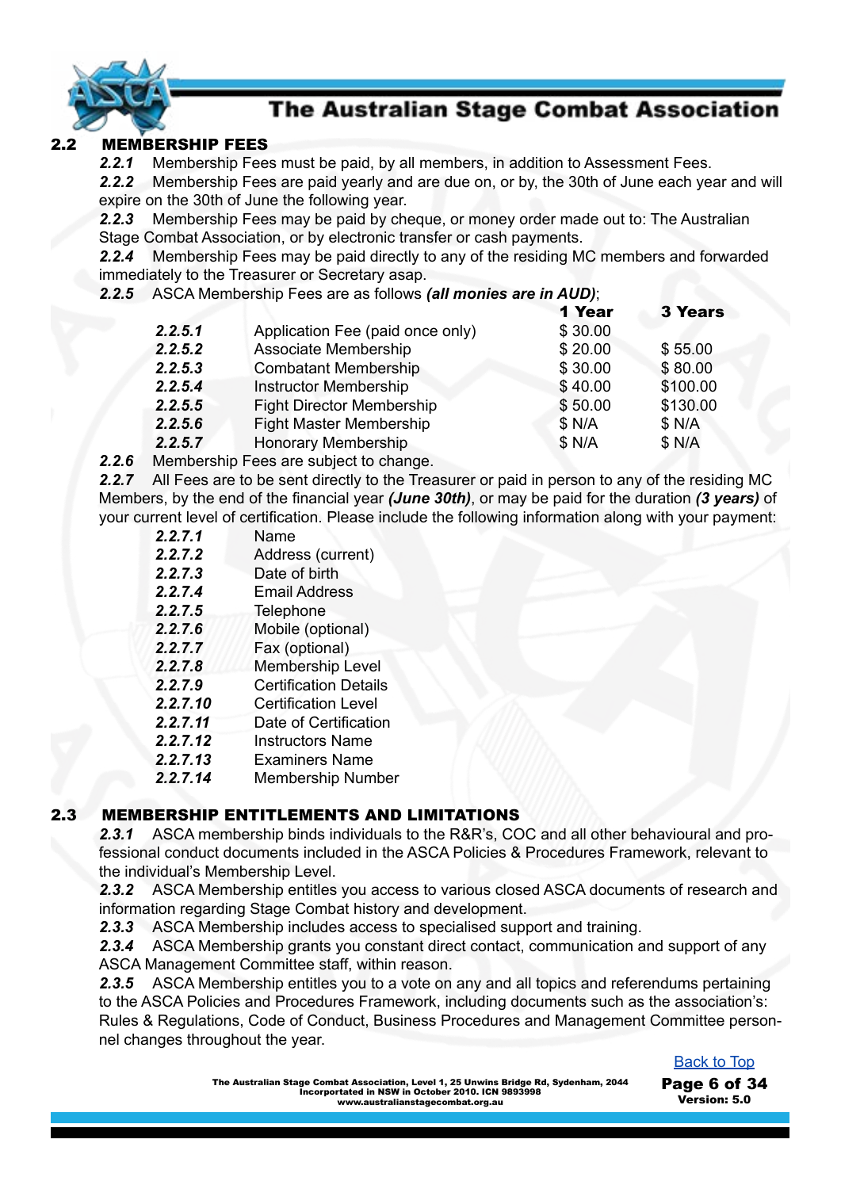## 2.2 MEMBERSHIP FEES

***2.2.1*** Membership Fees must be paid, by all members, in addition to Assessment Fees.

***2.2.2*** Membership Fees are paid yearly and are due on, or by, the 30th of June each year and will expire on the 30th of June the following year.

***2.2.3*** Membership Fees may be paid by cheque, or money order made out to: The Australian Stage Combat Association, or by electronic transfer or cash payments.

***2.2.4*** Membership Fees may be paid directly to any of the residing MC members and forwarded immediately to the Treasurer or Secretary asap.

***2.2.5*** ASCA Membership Fees are as follows ***(all monies are in AUD)***;

| | | **1 Year** | **3 Years** |
|---|---|---|---|
| ***2.2.5.1*** | Application Fee (paid once only) | $ 30.00 | |
| ***2.2.5.2*** | Associate Membership | $ 20.00 | $ 55.00 |
| ***2.2.5.3*** | Combatant Membership | $ 30.00 | $ 80.00 |
| ***2.2.5.4*** | Instructor Membership | $ 40.00 | $100.00 |
| ***2.2.5.5*** | Fight Director Membership | $ 50.00 | $130.00 |
| ***2.2.5.6*** | Fight Master Membership | $ N/A | $ N/A |
| ***2.2.5.7*** | Honorary Membership | $ N/A | $ N/A |

***2.2.6*** Membership Fees are subject to change.

***2.2.7*** All Fees are to be sent directly to the Treasurer or paid in person to any of the residing MC Members, by the end of the financial year ***(June 30th)***, or may be paid for the duration ***(3 years)*** of your current level of certification. Please include the following information along with your payment:

- ***2.2.7.1*** Name
- ***2.2.7.2*** Address (current)
- ***2.2.7.3*** Date of birth
- ***2.2.7.4*** Email Address
- ***2.2.7.5*** Telephone
- ***2.2.7.6*** Mobile (optional)
- ***2.2.7.7*** Fax (optional)
- ***2.2.7.8*** Membership Level
- ***2.2.7.9*** Certification Details
- ***2.2.7.10*** Certification Level
- ***2.2.7.11*** Date of Certification
- ***2.2.7.12*** Instructors Name
- ***2.2.7.13*** Examiners Name
- ***2.2.7.14*** Membership Number

## 2.3 MEMBERSHIP ENTITLEMENTS AND LIMITATIONS

***2.3.1*** ASCA membership binds individuals to the R&R's, COC and all other behavioural and professional conduct documents included in the ASCA Policies & Procedures Framework, relevant to the individual's Membership Level.

***2.3.2*** ASCA Membership entitles you access to various closed ASCA documents of research and information regarding Stage Combat history and development.

***2.3.3*** ASCA Membership includes access to specialised support and training.

***2.3.4*** ASCA Membership grants you constant direct contact, communication and support of any ASCA Management Committee staff, within reason.

***2.3.5*** ASCA Membership entitles you to a vote on any and all topics and referendums pertaining to the ASCA Policies and Procedures Framework, including documents such as the association's: Rules & Regulations, Code of Conduct, Business Procedures and Management Committee personnel changes throughout the year.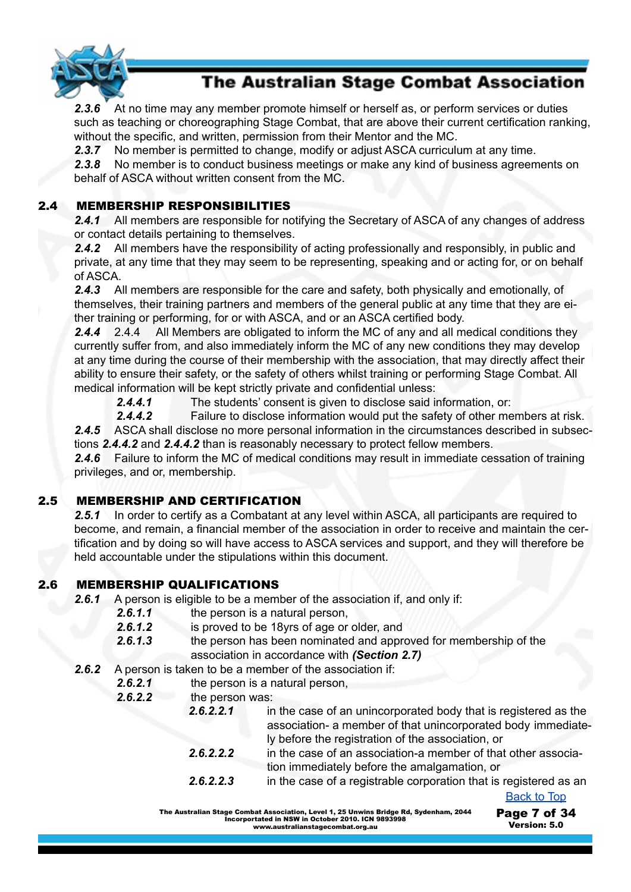**2.3.6** At no time may any member promote himself or herself as, or perform services or duties such as teaching or choreographing Stage Combat, that are above their current certification ranking, without the specific, and written, permission from their Mentor and the MC.

**2.3.7** No member is permitted to change, modify or adjust ASCA curriculum at any time.

**2.3.8** No member is to conduct business meetings or make any kind of business agreements on behalf of ASCA without written consent from the MC.

## 2.4 MEMBERSHIP RESPONSIBILITIES

**2.4.1** All members are responsible for notifying the Secretary of ASCA of any changes of address or contact details pertaining to themselves.

**2.4.2** All members have the responsibility of acting professionally and responsibly, in public and private, at any time that they may seem to be representing, speaking and or acting for, or on behalf of ASCA.

**2.4.3** All members are responsible for the care and safety, both physically and emotionally, of themselves, their training partners and members of the general public at any time that they are either training or performing, for or with ASCA, and or an ASCA certified body.

**2.4.4** 2.4.4 All Members are obligated to inform the MC of any and all medical conditions they currently suffer from, and also immediately inform the MC of any new conditions they may develop at any time during the course of their membership with the association, that may directly affect their ability to ensure their safety, or the safety of others whilst training or performing Stage Combat. All medical information will be kept strictly private and confidential unless:

- **2.4.4.1** The students' consent is given to disclose said information, or:
- **2.4.4.2** Failure to disclose information would put the safety of other members at risk.

**2.4.5** ASCA shall disclose no more personal information in the circumstances described in subsections ***2.4.4.2*** and ***2.4.4.2*** than is reasonably necessary to protect fellow members.

**2.4.6** Failure to inform the MC of medical conditions may result in immediate cessation of training privileges, and or, membership.

## 2.5 MEMBERSHIP AND CERTIFICATION

**2.5.1** In order to certify as a Combatant at any level within ASCA, all participants are required to become, and remain, a financial member of the association in order to receive and maintain the certification and by doing so will have access to ASCA services and support, and they will therefore be held accountable under the stipulations within this document.

## 2.6 MEMBERSHIP QUALIFICATIONS

**2.6.1** A person is eligible to be a member of the association if, and only if:

- **2.6.1.1** the person is a natural person,
- **2.6.1.2** is proved to be 18yrs of age or older, and
- **2.6.1.3** the person has been nominated and approved for membership of the association in accordance with ***(Section 2.7)***

**2.6.2** A person is taken to be a member of the association if:

- **2.6.2.1** the person is a natural person,
- **2.6.2.2** the person was:
  - **2.6.2.2.1** in the case of an unincorporated body that is registered as the association- a member of that unincorporated body immediately before the registration of the association, or
  - **2.6.2.2.2** in the case of an association-a member of that other association immediately before the amalgamation, or
  - **2.6.2.2.3** in the case of a registrable corporation that is registered as an

[Back to Top]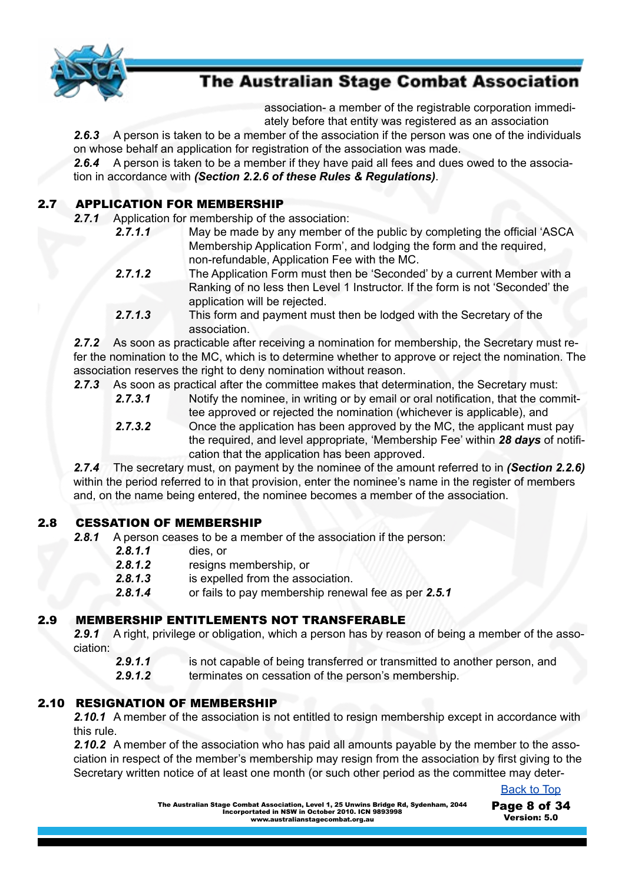association- a member of the registrable corporation immediately before that entity was registered as an association

***2.6.3*** A person is taken to be a member of the association if the person was one of the individuals on whose behalf an application for registration of the association was made.

***2.6.4*** A person is taken to be a member if they have paid all fees and dues owed to the association in accordance with ***(Section 2.2.6 of these Rules & Regulations)***.

## 2.7 APPLICATION FOR MEMBERSHIP

***2.7.1*** Application for membership of the association:

- ***2.7.1.1*** May be made by any member of the public by completing the official 'ASCA Membership Application Form', and lodging the form and the required, non-refundable, Application Fee with the MC.
- ***2.7.1.2*** The Application Form must then be 'Seconded' by a current Member with a Ranking of no less then Level 1 Instructor. If the form is not 'Seconded' the application will be rejected.
- ***2.7.1.3*** This form and payment must then be lodged with the Secretary of the association.

***2.7.2*** As soon as practicable after receiving a nomination for membership, the Secretary must refer the nomination to the MC, which is to determine whether to approve or reject the nomination. The association reserves the right to deny nomination without reason.

***2.7.3*** As soon as practical after the committee makes that determination, the Secretary must:

- ***2.7.3.1*** Notify the nominee, in writing or by email or oral notification, that the committee approved or rejected the nomination (whichever is applicable), and
- ***2.7.3.2*** Once the application has been approved by the MC, the applicant must pay the required, and level appropriate, 'Membership Fee' within ***28 days*** of notification that the application has been approved.

***2.7.4*** The secretary must, on payment by the nominee of the amount referred to in ***(Section 2.2.6)*** within the period referred to in that provision, enter the nominee's name in the register of members and, on the name being entered, the nominee becomes a member of the association.

## 2.8 CESSATION OF MEMBERSHIP

***2.8.1*** A person ceases to be a member of the association if the person:

- ***2.8.1.1*** dies, or
- ***2.8.1.2*** resigns membership, or
- ***2.8.1.3*** is expelled from the association.
- ***2.8.1.4*** or fails to pay membership renewal fee as per ***2.5.1***

## 2.9 MEMBERSHIP ENTITLEMENTS NOT TRANSFERABLE

***2.9.1*** A right, privilege or obligation, which a person has by reason of being a member of the association:

- ***2.9.1.1*** is not capable of being transferred or transmitted to another person, and
- ***2.9.1.2*** terminates on cessation of the person's membership.

## 2.10 RESIGNATION OF MEMBERSHIP

***2.10.1*** A member of the association is not entitled to resign membership except in accordance with this rule.

***2.10.2*** A member of the association who has paid all amounts payable by the member to the association in respect of the member's membership may resign from the association by first giving to the Secretary written notice of at least one month (or such other period as the committee may deter-

Back to Top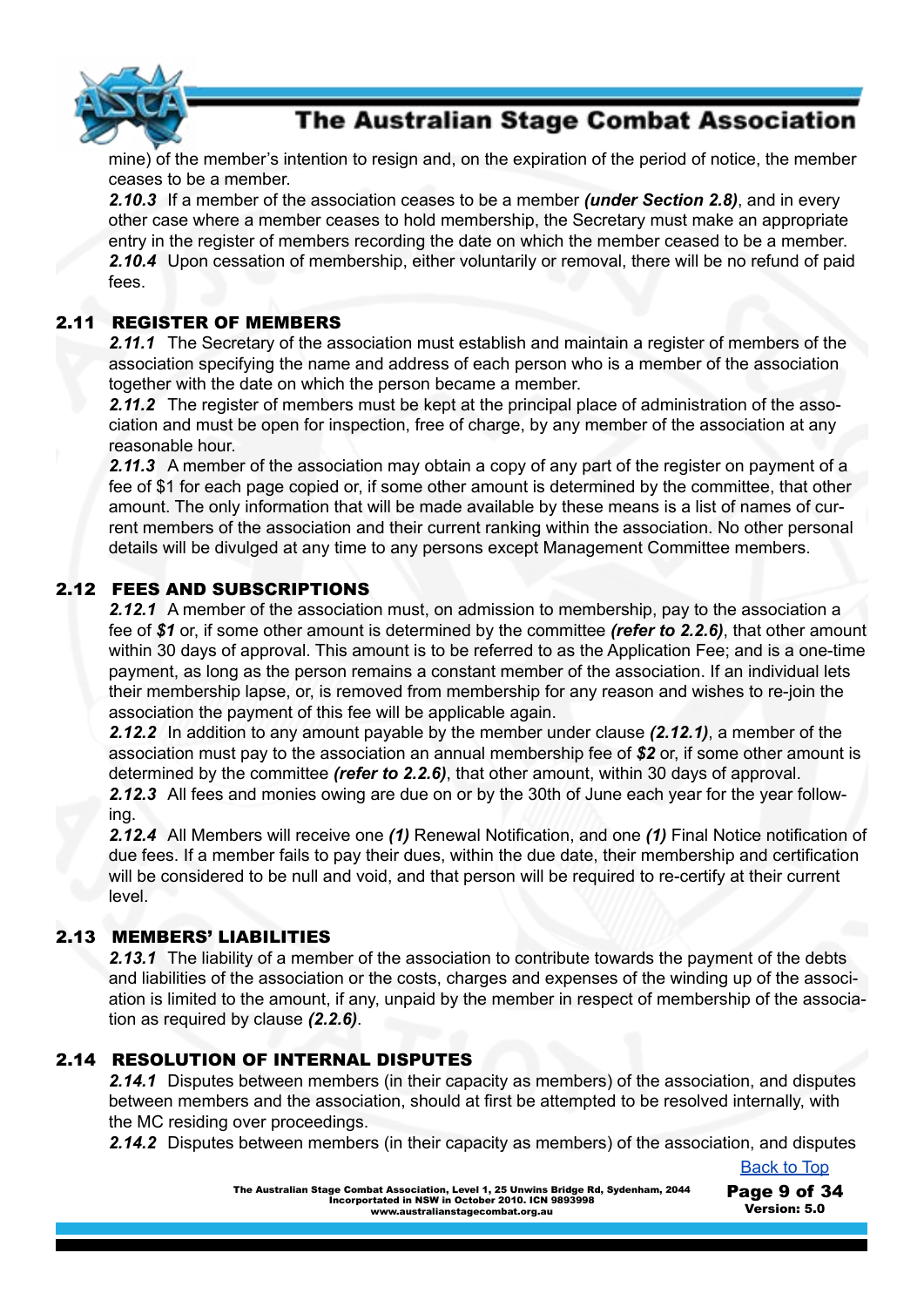mine) of the member's intention to resign and, on the expiration of the period of notice, the member ceases to be a member.

***2.10.3*** If a member of the association ceases to be a member ***(under Section 2.8)***, and in every other case where a member ceases to hold membership, the Secretary must make an appropriate entry in the register of members recording the date on which the member ceased to be a member.

***2.10.4*** Upon cessation of membership, either voluntarily or removal, there will be no refund of paid fees.

## 2.11 REGISTER OF MEMBERS

***2.11.1*** The Secretary of the association must establish and maintain a register of members of the association specifying the name and address of each person who is a member of the association together with the date on which the person became a member.

***2.11.2*** The register of members must be kept at the principal place of administration of the association and must be open for inspection, free of charge, by any member of the association at any reasonable hour.

***2.11.3*** A member of the association may obtain a copy of any part of the register on payment of a fee of $1 for each page copied or, if some other amount is determined by the committee, that other amount. The only information that will be made available by these means is a list of names of current members of the association and their current ranking within the association. No other personal details will be divulged at any time to any persons except Management Committee members.

## 2.12 FEES AND SUBSCRIPTIONS

***2.12.1*** A member of the association must, on admission to membership, pay to the association a fee of ***$1*** or, if some other amount is determined by the committee ***(refer to 2.2.6)***, that other amount within 30 days of approval. This amount is to be referred to as the Application Fee; and is a one-time payment, as long as the person remains a constant member of the association. If an individual lets their membership lapse, or, is removed from membership for any reason and wishes to re-join the association the payment of this fee will be applicable again.

***2.12.2*** In addition to any amount payable by the member under clause ***(2.12.1)***, a member of the association must pay to the association an annual membership fee of ***$2*** or, if some other amount is determined by the committee ***(refer to 2.2.6)***, that other amount, within 30 days of approval.

***2.12.3*** All fees and monies owing are due on or by the 30th of June each year for the year following.

***2.12.4*** All Members will receive one ***(1)*** Renewal Notification, and one ***(1)*** Final Notice notification of due fees. If a member fails to pay their dues, within the due date, their membership and certification will be considered to be null and void, and that person will be required to re-certify at their current level.

## 2.13 MEMBERS' LIABILITIES

***2.13.1*** The liability of a member of the association to contribute towards the payment of the debts and liabilities of the association or the costs, charges and expenses of the winding up of the association is limited to the amount, if any, unpaid by the member in respect of membership of the association as required by clause ***(2.2.6)***.

## 2.14 RESOLUTION OF INTERNAL DISPUTES

***2.14.1*** Disputes between members (in their capacity as members) of the association, and disputes between members and the association, should at first be attempted to be resolved internally, with the MC residing over proceedings.

***2.14.2*** Disputes between members (in their capacity as members) of the association, and disputes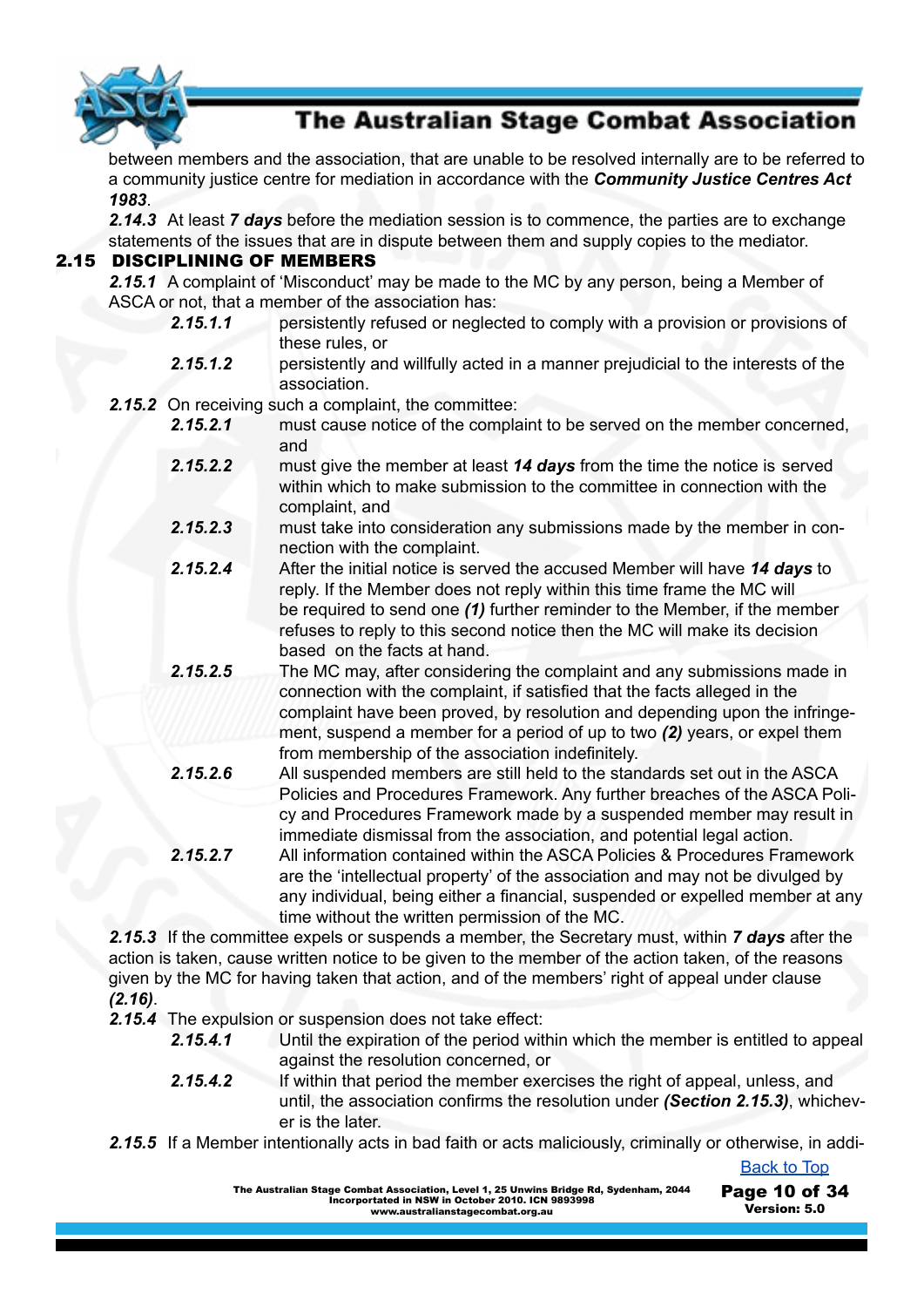between members and the association, that are unable to be resolved internally are to be referred to a community justice centre for mediation in accordance with the ***Community Justice Centres Act 1983***.

***2.14.3*** At least ***7 days*** before the mediation session is to commence, the parties are to exchange statements of the issues that are in dispute between them and supply copies to the mediator.

## 2.15 DISCIPLINING OF MEMBERS

***2.15.1*** A complaint of 'Misconduct' may be made to the MC by any person, being a Member of ASCA or not, that a member of the association has:

- ***2.15.1.1*** persistently refused or neglected to comply with a provision or provisions of these rules, or
- ***2.15.1.2*** persistently and willfully acted in a manner prejudicial to the interests of the association.

***2.15.2*** On receiving such a complaint, the committee:

- ***2.15.2.1*** must cause notice of the complaint to be served on the member concerned, and
- ***2.15.2.2*** must give the member at least ***14 days*** from the time the notice is served within which to make submission to the committee in connection with the complaint, and
- ***2.15.2.3*** must take into consideration any submissions made by the member in connection with the complaint.
- ***2.15.2.4*** After the initial notice is served the accused Member will have ***14 days*** to reply. If the Member does not reply within this time frame the MC will be required to send one ***(1)*** further reminder to the Member, if the member refuses to reply to this second notice then the MC will make its decision based on the facts at hand.
- ***2.15.2.5*** The MC may, after considering the complaint and any submissions made in connection with the complaint, if satisfied that the facts alleged in the complaint have been proved, by resolution and depending upon the infringement, suspend a member for a period of up to two ***(2)*** years, or expel them from membership of the association indefinitely.
- ***2.15.2.6*** All suspended members are still held to the standards set out in the ASCA Policies and Procedures Framework. Any further breaches of the ASCA Policy and Procedures Framework made by a suspended member may result in immediate dismissal from the association, and potential legal action.
- ***2.15.2.7*** All information contained within the ASCA Policies & Procedures Framework are the 'intellectual property' of the association and may not be divulged by any individual, being either a financial, suspended or expelled member at any time without the written permission of the MC.

***2.15.3*** If the committee expels or suspends a member, the Secretary must, within ***7 days*** after the action is taken, cause written notice to be given to the member of the action taken, of the reasons given by the MC for having taken that action, and of the members' right of appeal under clause ***(2.16)***.

***2.15.4*** The expulsion or suspension does not take effect:

- ***2.15.4.1*** Until the expiration of the period within which the member is entitled to appeal against the resolution concerned, or
- ***2.15.4.2*** If within that period the member exercises the right of appeal, unless, and until, the association confirms the resolution under ***(Section 2.15.3)***, whichever is the later.

***2.15.5*** If a Member intentionally acts in bad faith or acts maliciously, criminally or otherwise, in addi-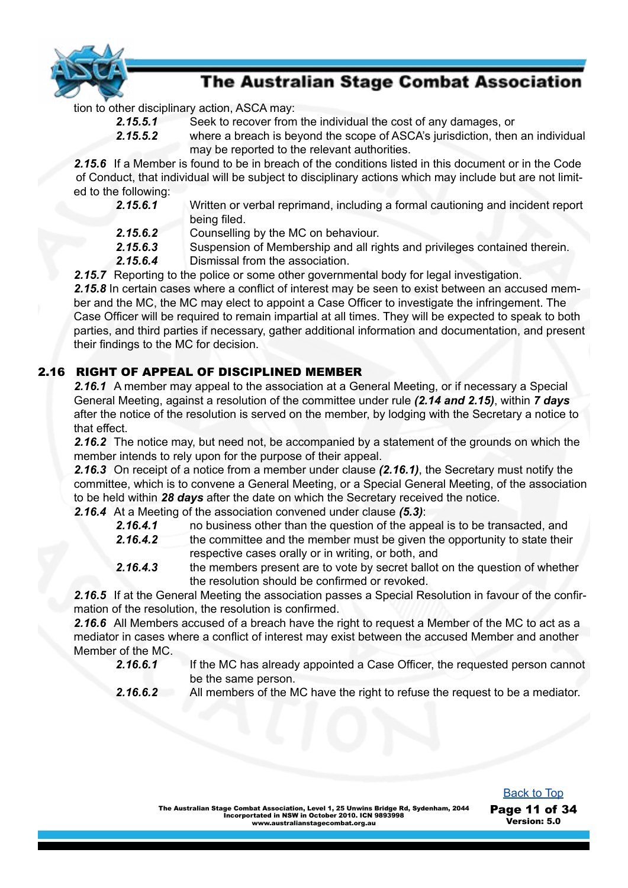tion to other disciplinary action, ASCA may:

- ***2.15.5.1*** Seek to recover from the individual the cost of any damages, or
- ***2.15.5.2*** where a breach is beyond the scope of ASCA's jurisdiction, then an individual may be reported to the relevant authorities.

***2.15.6*** If a Member is found to be in breach of the conditions listed in this document or in the Code of Conduct, that individual will be subject to disciplinary actions which may include but are not limited to the following:

- ***2.15.6.1*** Written or verbal reprimand, including a formal cautioning and incident report being filed.
- ***2.15.6.2*** Counselling by the MC on behaviour.
- ***2.15.6.3*** Suspension of Membership and all rights and privileges contained therein.
- ***2.15.6.4*** Dismissal from the association.

***2.15.7*** Reporting to the police or some other governmental body for legal investigation.

***2.15.8*** In certain cases where a conflict of interest may be seen to exist between an accused member and the MC, the MC may elect to appoint a Case Officer to investigate the infringement. The Case Officer will be required to remain impartial at all times. They will be expected to speak to both parties, and third parties if necessary, gather additional information and documentation, and present their findings to the MC for decision.

## 2.16 RIGHT OF APPEAL OF DISCIPLINED MEMBER

***2.16.1*** A member may appeal to the association at a General Meeting, or if necessary a Special General Meeting, against a resolution of the committee under rule ***(2.14 and 2.15)***, within ***7 days*** after the notice of the resolution is served on the member, by lodging with the Secretary a notice to that effect.

***2.16.2*** The notice may, but need not, be accompanied by a statement of the grounds on which the member intends to rely upon for the purpose of their appeal.

***2.16.3*** On receipt of a notice from a member under clause ***(2.16.1)***, the Secretary must notify the committee, which is to convene a General Meeting, or a Special General Meeting, of the association to be held within ***28 days*** after the date on which the Secretary received the notice.

***2.16.4*** At a Meeting of the association convened under clause ***(5.3)***:

- ***2.16.4.1*** no business other than the question of the appeal is to be transacted, and
- ***2.16.4.2*** the committee and the member must be given the opportunity to state their respective cases orally or in writing, or both, and
- ***2.16.4.3*** the members present are to vote by secret ballot on the question of whether the resolution should be confirmed or revoked.

***2.16.5*** If at the General Meeting the association passes a Special Resolution in favour of the confirmation of the resolution, the resolution is confirmed.

***2.16.6*** All Members accused of a breach have the right to request a Member of the MC to act as a mediator in cases where a conflict of interest may exist between the accused Member and another Member of the MC.

- ***2.16.6.1*** If the MC has already appointed a Case Officer, the requested person cannot be the same person.
- ***2.16.6.2*** All members of the MC have the right to refuse the request to be a mediator.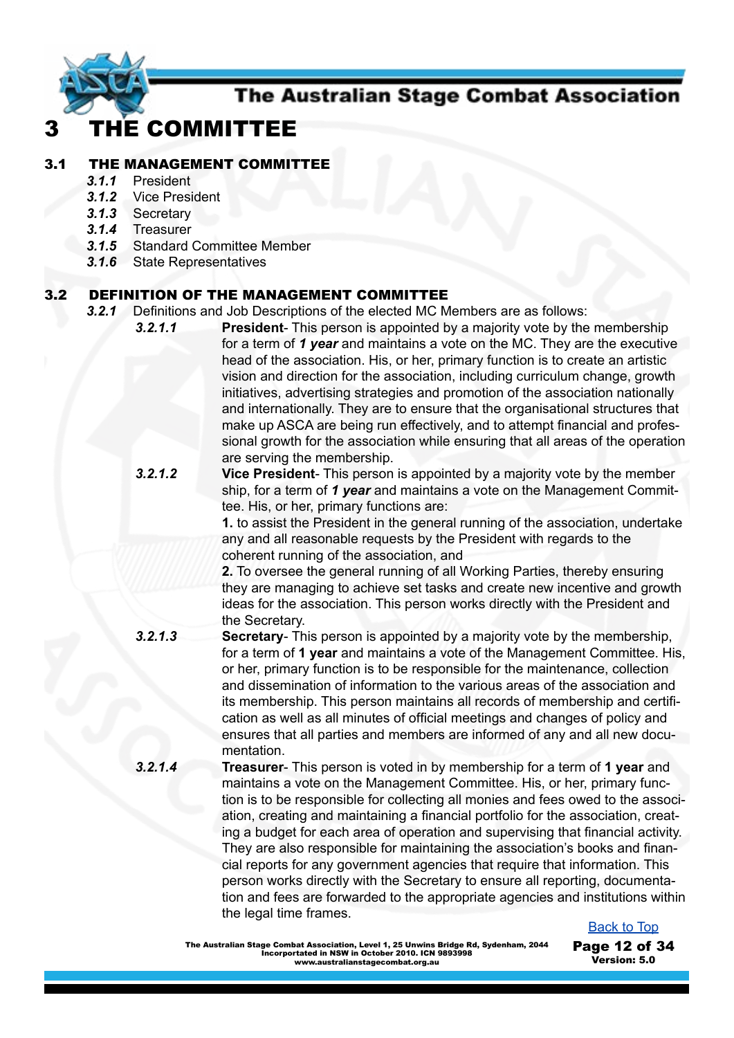# 3 THE COMMITTEE

## 3.1 THE MANAGEMENT COMMITTEE

***3.1.1*** President
***3.1.2*** Vice President
***3.1.3*** Secretary
***3.1.4*** Treasurer
***3.1.5*** Standard Committee Member
***3.1.6*** State Representatives

## 3.2 DEFINITION OF THE MANAGEMENT COMMITTEE

***3.2.1*** Definitions and Job Descriptions of the elected MC Members are as follows:

***3.2.1.1*** **President**- This person is appointed by a majority vote by the membership for a term of ***1 year*** and maintains a vote on the MC. They are the executive head of the association. His, or her, primary function is to create an artistic vision and direction for the association, including curriculum change, growth initiatives, advertising strategies and promotion of the association nationally and internationally. They are to ensure that the organisational structures that make up ASCA are being run effectively, and to attempt financial and professional growth for the association while ensuring that all areas of the operation are serving the membership.

***3.2.1.2*** **Vice President**- This person is appointed by a majority vote by the member ship, for a term of ***1 year*** and maintains a vote on the Management Committee. His, or her, primary functions are:

**1.** to assist the President in the general running of the association, undertake any and all reasonable requests by the President with regards to the coherent running of the association, and

**2.** To oversee the general running of all Working Parties, thereby ensuring they are managing to achieve set tasks and create new incentive and growth ideas for the association. This person works directly with the President and the Secretary.

***3.2.1.3*** **Secretary**- This person is appointed by a majority vote by the membership, for a term of **1 year** and maintains a vote of the Management Committee. His, or her, primary function is to be responsible for the maintenance, collection and dissemination of information to the various areas of the association and its membership. This person maintains all records of membership and certification as well as all minutes of official meetings and changes of policy and ensures that all parties and members are informed of any and all new documentation.

***3.2.1.4*** **Treasurer**- This person is voted in by membership for a term of **1 year** and maintains a vote on the Management Committee. His, or her, primary function is to be responsible for collecting all monies and fees owed to the association, creating and maintaining a financial portfolio for the association, creating a budget for each area of operation and supervising that financial activity. They are also responsible for maintaining the association's books and financial reports for any government agencies that require that information. This person works directly with the Secretary to ensure all reporting, documentation and fees are forwarded to the appropriate agencies and institutions within the legal time frames.

Back to Top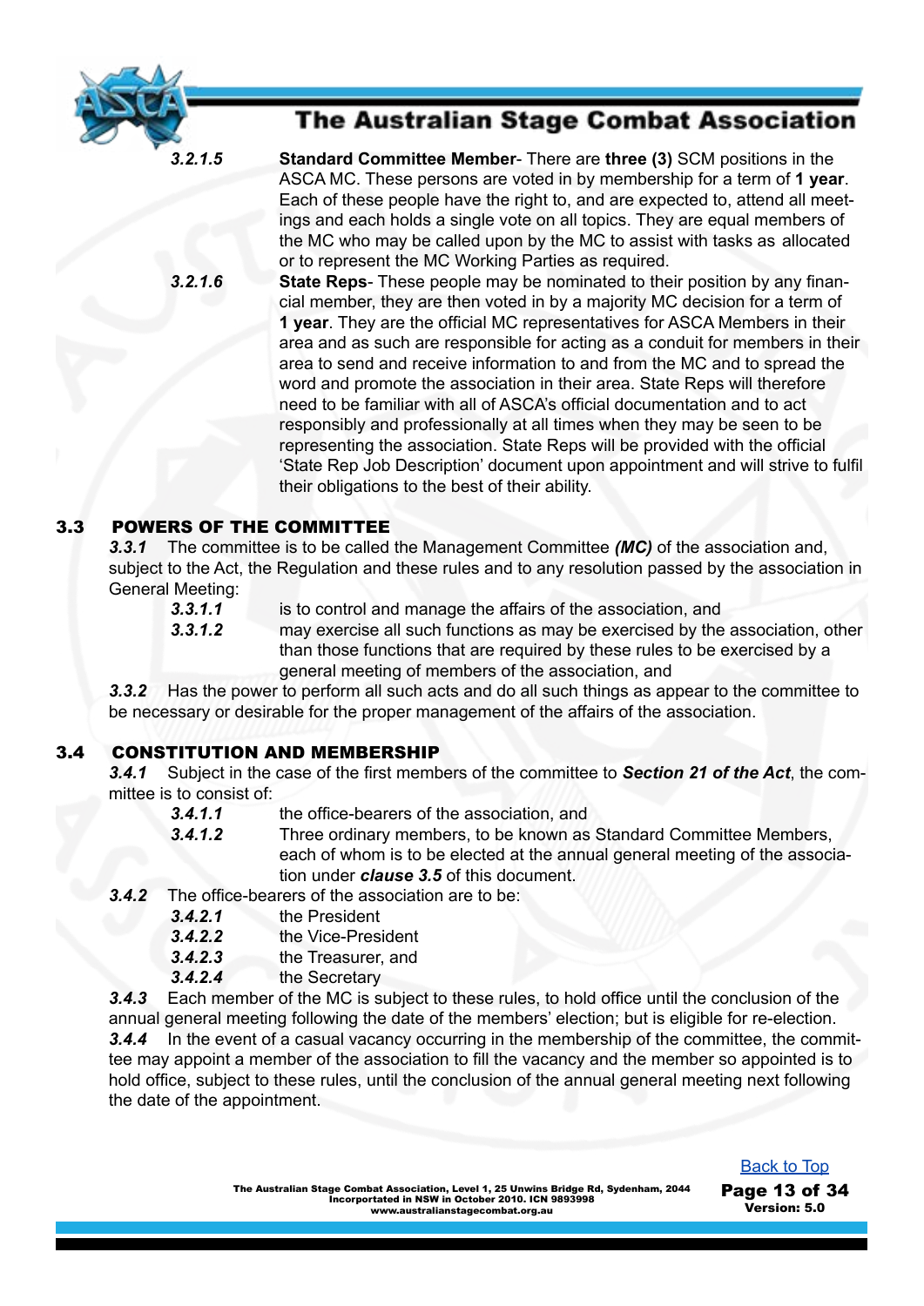**3.2.1.5** **Standard Committee Member**- There are **three (3)** SCM positions in the ASCA MC. These persons are voted in by membership for a term of **1 year**. Each of these people have the right to, and are expected to, attend all meetings and each holds a single vote on all topics. They are equal members of the MC who may be called upon by the MC to assist with tasks as allocated or to represent the MC Working Parties as required.

**3.2.1.6** **State Reps**- These people may be nominated to their position by any financial member, they are then voted in by a majority MC decision for a term of **1 year**. They are the official MC representatives for ASCA Members in their area and as such are responsible for acting as a conduit for members in their area to send and receive information to and from the MC and to spread the word and promote the association in their area. State Reps will therefore need to be familiar with all of ASCA's official documentation and to act responsibly and professionally at all times when they may be seen to be representing the association. State Reps will be provided with the official 'State Rep Job Description' document upon appointment and will strive to fulfil their obligations to the best of their ability.

## 3.3 POWERS OF THE COMMITTEE

***3.3.1*** The committee is to be called the Management Committee ***(MC)*** of the association and, subject to the Act, the Regulation and these rules and to any resolution passed by the association in General Meeting:

- ***3.3.1.1*** is to control and manage the affairs of the association, and
- ***3.3.1.2*** may exercise all such functions as may be exercised by the association, other than those functions that are required by these rules to be exercised by a general meeting of members of the association, and

***3.3.2*** Has the power to perform all such acts and do all such things as appear to the committee to be necessary or desirable for the proper management of the affairs of the association.

## 3.4 CONSTITUTION AND MEMBERSHIP

***3.4.1*** Subject in the case of the first members of the committee to ***Section 21 of the Act***, the committee is to consist of:

- ***3.4.1.1*** the office-bearers of the association, and
- ***3.4.1.2*** Three ordinary members, to be known as Standard Committee Members, each of whom is to be elected at the annual general meeting of the association under ***clause 3.5*** of this document.

***3.4.2*** The office-bearers of the association are to be:

- ***3.4.2.1*** the President
- ***3.4.2.2*** the Vice-President
- ***3.4.2.3*** the Treasurer, and
- ***3.4.2.4*** the Secretary

***3.4.3*** Each member of the MC is subject to these rules, to hold office until the conclusion of the annual general meeting following the date of the members' election; but is eligible for re-election.

***3.4.4*** In the event of a casual vacancy occurring in the membership of the committee, the committee may appoint a member of the association to fill the vacancy and the member so appointed is to hold office, subject to these rules, until the conclusion of the annual general meeting next following the date of the appointment.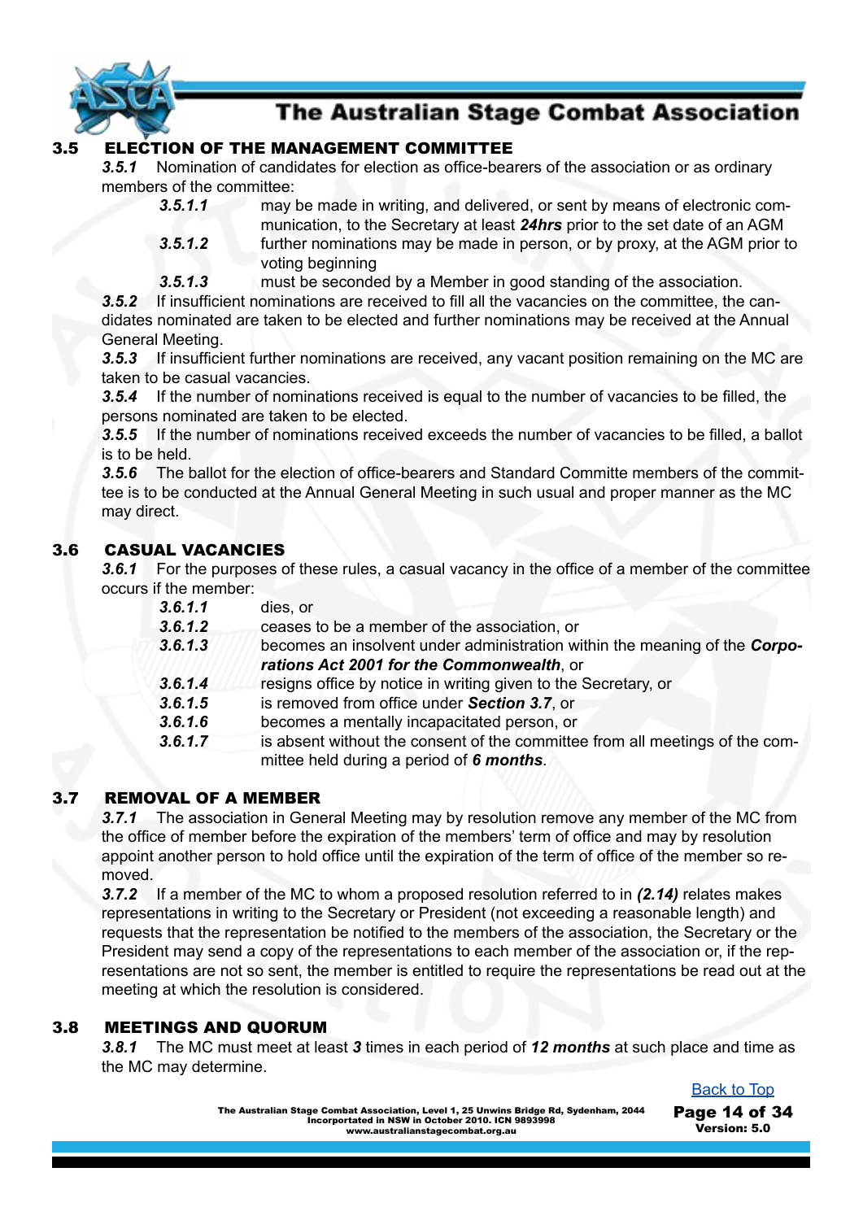## 3.5 ELECTION OF THE MANAGEMENT COMMITTEE

***3.5.1*** Nomination of candidates for election as office-bearers of the association or as ordinary members of the committee:

- ***3.5.1.1*** may be made in writing, and delivered, or sent by means of electronic communication, to the Secretary at least ***24hrs*** prior to the set date of an AGM
- ***3.5.1.2*** further nominations may be made in person, or by proxy, at the AGM prior to voting beginning
- ***3.5.1.3*** must be seconded by a Member in good standing of the association.

***3.5.2*** If insufficient nominations are received to fill all the vacancies on the committee, the candidates nominated are taken to be elected and further nominations may be received at the Annual General Meeting.

***3.5.3*** If insufficient further nominations are received, any vacant position remaining on the MC are taken to be casual vacancies.

***3.5.4*** If the number of nominations received is equal to the number of vacancies to be filled, the persons nominated are taken to be elected.

***3.5.5*** If the number of nominations received exceeds the number of vacancies to be filled, a ballot is to be held.

***3.5.6*** The ballot for the election of office-bearers and Standard Committe members of the committee is to be conducted at the Annual General Meeting in such usual and proper manner as the MC may direct.

## 3.6 CASUAL VACANCIES

***3.6.1*** For the purposes of these rules, a casual vacancy in the office of a member of the committee occurs if the member:

- ***3.6.1.1*** dies, or
- ***3.6.1.2*** ceases to be a member of the association, or
- ***3.6.1.3*** becomes an insolvent under administration within the meaning of the ***Corporations Act 2001 for the Commonwealth***, or
- ***3.6.1.4*** resigns office by notice in writing given to the Secretary, or
- ***3.6.1.5*** is removed from office under ***Section 3.7***, or
- ***3.6.1.6*** becomes a mentally incapacitated person, or
- ***3.6.1.7*** is absent without the consent of the committee from all meetings of the committee held during a period of ***6 months***.

## 3.7 REMOVAL OF A MEMBER

***3.7.1*** The association in General Meeting may by resolution remove any member of the MC from the office of member before the expiration of the members' term of office and may by resolution appoint another person to hold office until the expiration of the term of office of the member so removed.

***3.7.2*** If a member of the MC to whom a proposed resolution referred to in ***(2.14)*** relates makes representations in writing to the Secretary or President (not exceeding a reasonable length) and requests that the representation be notified to the members of the association, the Secretary or the President may send a copy of the representations to each member of the association or, if the representations are not so sent, the member is entitled to require the representations be read out at the meeting at which the resolution is considered.

## 3.8 MEETINGS AND QUORUM

***3.8.1*** The MC must meet at least ***3*** times in each period of ***12 months*** at such place and time as the MC may determine.

Back to Top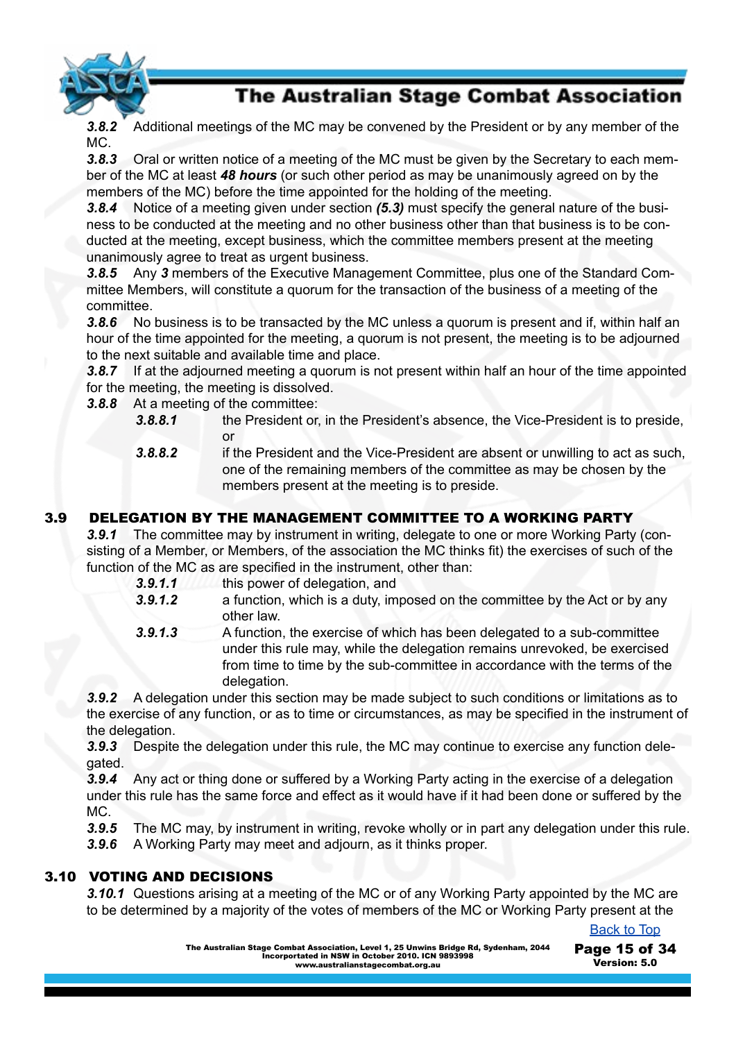***3.8.2*** Additional meetings of the MC may be convened by the President or by any member of the MC.

***3.8.3*** Oral or written notice of a meeting of the MC must be given by the Secretary to each member of the MC at least ***48 hours*** (or such other period as may be unanimously agreed on by the members of the MC) before the time appointed for the holding of the meeting.

***3.8.4*** Notice of a meeting given under section ***(5.3)*** must specify the general nature of the business to be conducted at the meeting and no other business other than that business is to be conducted at the meeting, except business, which the committee members present at the meeting unanimously agree to treat as urgent business.

***3.8.5*** Any ***3*** members of the Executive Management Committee, plus one of the Standard Committee Members, will constitute a quorum for the transaction of the business of a meeting of the committee.

***3.8.6*** No business is to be transacted by the MC unless a quorum is present and if, within half an hour of the time appointed for the meeting, a quorum is not present, the meeting is to be adjourned to the next suitable and available time and place.

***3.8.7*** If at the adjourned meeting a quorum is not present within half an hour of the time appointed for the meeting, the meeting is dissolved.

***3.8.8*** At a meeting of the committee:

- ***3.8.8.1*** the President or, in the President's absence, the Vice-President is to preside, or
- ***3.8.8.2*** if the President and the Vice-President are absent or unwilling to act as such, one of the remaining members of the committee as may be chosen by the members present at the meeting is to preside.

## 3.9 DELEGATION BY THE MANAGEMENT COMMITTEE TO A WORKING PARTY

***3.9.1*** The committee may by instrument in writing, delegate to one or more Working Party (consisting of a Member, or Members, of the association the MC thinks fit) the exercises of such of the function of the MC as are specified in the instrument, other than:

- ***3.9.1.1*** this power of delegation, and
- ***3.9.1.2*** a function, which is a duty, imposed on the committee by the Act or by any other law.
- ***3.9.1.3*** A function, the exercise of which has been delegated to a sub-committee under this rule may, while the delegation remains unrevoked, be exercised from time to time by the sub-committee in accordance with the terms of the delegation.

***3.9.2*** A delegation under this section may be made subject to such conditions or limitations as to the exercise of any function, or as to time or circumstances, as may be specified in the instrument of the delegation.

***3.9.3*** Despite the delegation under this rule, the MC may continue to exercise any function delegated.

***3.9.4*** Any act or thing done or suffered by a Working Party acting in the exercise of a delegation under this rule has the same force and effect as it would have if it had been done or suffered by the MC.

***3.9.5*** The MC may, by instrument in writing, revoke wholly or in part any delegation under this rule.

***3.9.6*** A Working Party may meet and adjourn, as it thinks proper.

## 3.10 VOTING AND DECISIONS

***3.10.1*** Questions arising at a meeting of the MC or of any Working Party appointed by the MC are to be determined by a majority of the votes of members of the MC or Working Party present at the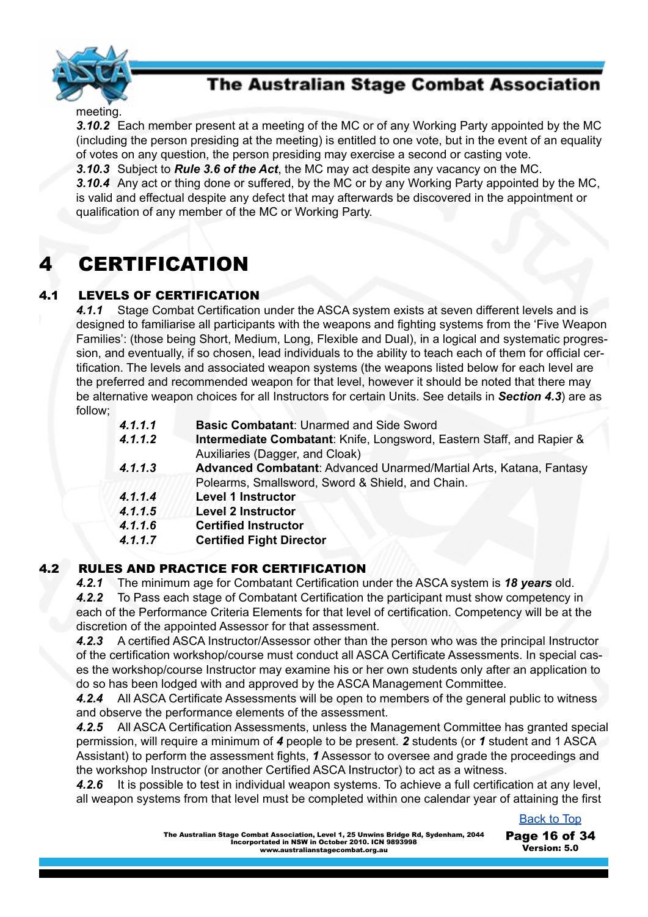meeting.

***3.10.2*** Each member present at a meeting of the MC or of any Working Party appointed by the MC (including the person presiding at the meeting) is entitled to one vote, but in the event of an equality of votes on any question, the person presiding may exercise a second or casting vote.

***3.10.3*** Subject to ***Rule 3.6 of the Act***, the MC may act despite any vacancy on the MC.

***3.10.4*** Any act or thing done or suffered, by the MC or by any Working Party appointed by the MC, is valid and effectual despite any defect that may afterwards be discovered in the appointment or qualification of any member of the MC or Working Party.

# 4 CERTIFICATION

## 4.1 LEVELS OF CERTIFICATION

***4.1.1*** Stage Combat Certification under the ASCA system exists at seven different levels and is designed to familiarise all participants with the weapons and fighting systems from the 'Five Weapon Families': (those being Short, Medium, Long, Flexible and Dual), in a logical and systematic progression, and eventually, if so chosen, lead individuals to the ability to teach each of them for official certification. The levels and associated weapon systems (the weapons listed below for each level are the preferred and recommended weapon for that level, however it should be noted that there may be alternative weapon choices for all Instructors for certain Units. See details in ***Section 4.3***) are as follow;

- ***4.1.1.1*** **Basic Combatant**: Unarmed and Side Sword
- ***4.1.1.2*** **Intermediate Combatant**: Knife, Longsword, Eastern Staff, and Rapier & Auxiliaries (Dagger, and Cloak)
- ***4.1.1.3*** **Advanced Combatant**: Advanced Unarmed/Martial Arts, Katana, Fantasy Polearms, Smallsword, Sword & Shield, and Chain.
- ***4.1.1.4*** **Level 1 Instructor**
- ***4.1.1.5*** **Level 2 Instructor**
- ***4.1.1.6*** **Certified Instructor**
- ***4.1.1.7*** **Certified Fight Director**

## 4.2 RULES AND PRACTICE FOR CERTIFICATION

***4.2.1*** The minimum age for Combatant Certification under the ASCA system is ***18 years*** old.

***4.2.2*** To Pass each stage of Combatant Certification the participant must show competency in each of the Performance Criteria Elements for that level of certification. Competency will be at the discretion of the appointed Assessor for that assessment.

***4.2.3*** A certified ASCA Instructor/Assessor other than the person who was the principal Instructor of the certification workshop/course must conduct all ASCA Certificate Assessments. In special cases the workshop/course Instructor may examine his or her own students only after an application to do so has been lodged with and approved by the ASCA Management Committee.

***4.2.4*** All ASCA Certificate Assessments will be open to members of the general public to witness and observe the performance elements of the assessment.

***4.2.5*** All ASCA Certification Assessments, unless the Management Committee has granted special permission, will require a minimum of ***4*** people to be present. ***2*** students (or ***1*** student and 1 ASCA Assistant) to perform the assessment fights, ***1*** Assessor to oversee and grade the proceedings and the workshop Instructor (or another Certified ASCA Instructor) to act as a witness.

***4.2.6*** It is possible to test in individual weapon systems. To achieve a full certification at any level, all weapon systems from that level must be completed within one calendar year of attaining the first

[Back to Top]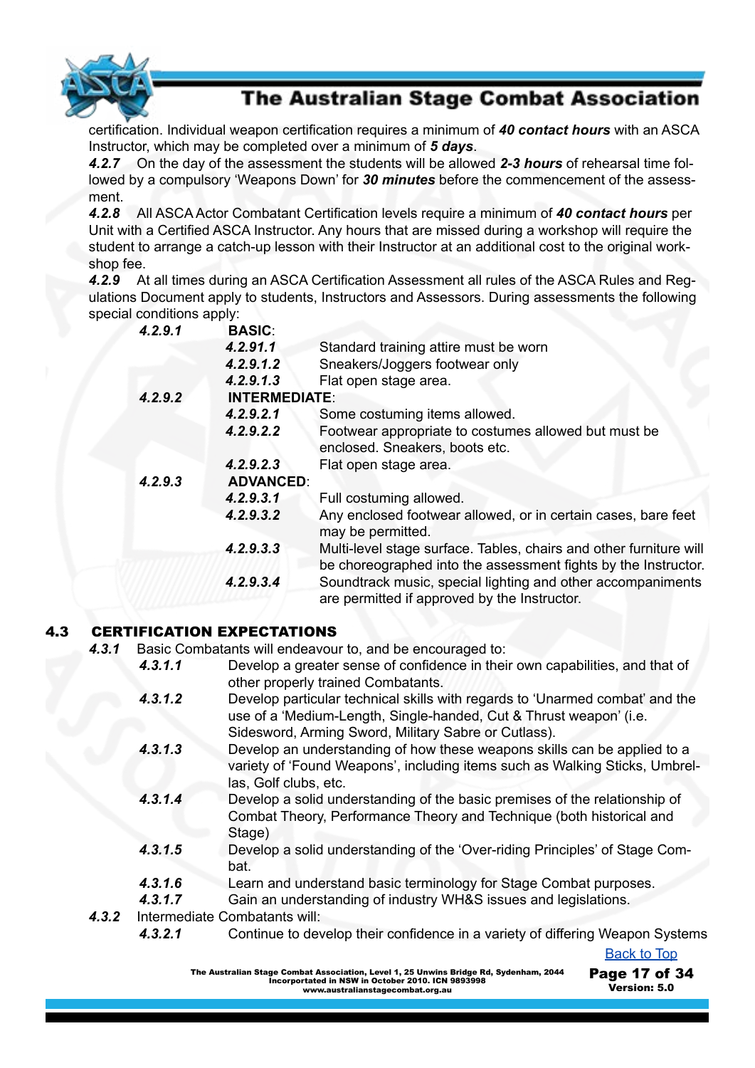certification. Individual weapon certification requires a minimum of ***40 contact hours*** with an ASCA Instructor, which may be completed over a minimum of ***5 days***.

***4.2.7*** On the day of the assessment the students will be allowed ***2-3 hours*** of rehearsal time followed by a compulsory 'Weapons Down' for ***30 minutes*** before the commencement of the assessment.

***4.2.8*** All ASCA Actor Combatant Certification levels require a minimum of ***40 contact hours*** per Unit with a Certified ASCA Instructor. Any hours that are missed during a workshop will require the student to arrange a catch-up lesson with their Instructor at an additional cost to the original workshop fee.

***4.2.9*** At all times during an ASCA Certification Assessment all rules of the ASCA Rules and Regulations Document apply to students, Instructors and Assessors. During assessments the following special conditions apply:

- ***4.2.9.1*** **BASIC**:
  - ***4.2.91.1*** Standard training attire must be worn
  - ***4.2.9.1.2*** Sneakers/Joggers footwear only
  - ***4.2.9.1.3*** Flat open stage area.
- ***4.2.9.2*** **INTERMEDIATE**:
  - ***4.2.9.2.1*** Some costuming items allowed.
  - ***4.2.9.2.2*** Footwear appropriate to costumes allowed but must be enclosed. Sneakers, boots etc.
  - ***4.2.9.2.3*** Flat open stage area.
- ***4.2.9.3*** **ADVANCED**:
  - ***4.2.9.3.1*** Full costuming allowed.
  - ***4.2.9.3.2*** Any enclosed footwear allowed, or in certain cases, bare feet may be permitted.
  - ***4.2.9.3.3*** Multi-level stage surface. Tables, chairs and other furniture will be choreographed into the assessment fights by the Instructor.
  - ***4.2.9.3.4*** Soundtrack music, special lighting and other accompaniments are permitted if approved by the Instructor.

## 4.3 CERTIFICATION EXPECTATIONS

***4.3.1*** Basic Combatants will endeavour to, and be encouraged to:

- ***4.3.1.1*** Develop a greater sense of confidence in their own capabilities, and that of other properly trained Combatants.
- ***4.3.1.2*** Develop particular technical skills with regards to 'Unarmed combat' and the use of a 'Medium-Length, Single-handed, Cut & Thrust weapon' (i.e. Sidesword, Arming Sword, Military Sabre or Cutlass).
- ***4.3.1.3*** Develop an understanding of how these weapons skills can be applied to a variety of 'Found Weapons', including items such as Walking Sticks, Umbrellas, Golf clubs, etc.
- ***4.3.1.4*** Develop a solid understanding of the basic premises of the relationship of Combat Theory, Performance Theory and Technique (both historical and Stage)
- ***4.3.1.5*** Develop a solid understanding of the 'Over-riding Principles' of Stage Combat.
- ***4.3.1.6*** Learn and understand basic terminology for Stage Combat purposes.
- ***4.3.1.7*** Gain an understanding of industry WH&S issues and legislations.

***4.3.2*** Intermediate Combatants will:

- ***4.3.2.1*** Continue to develop their confidence in a variety of differing Weapon Systems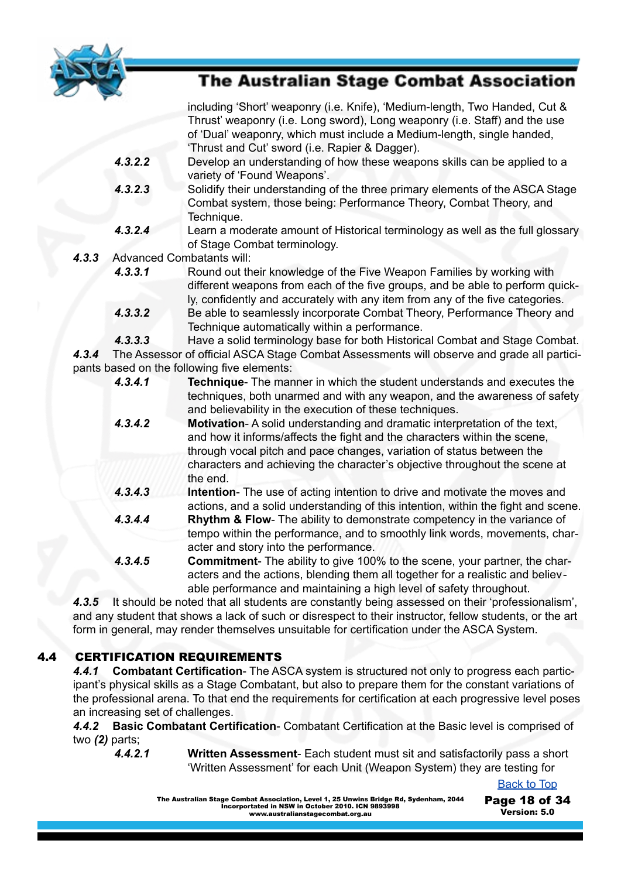including 'Short' weaponry (i.e. Knife), 'Medium-length, Two Handed, Cut & Thrust' weaponry (i.e. Long sword), Long weaponry (i.e. Staff) and the use of 'Dual' weaponry, which must include a Medium-length, single handed, 'Thrust and Cut' sword (i.e. Rapier & Dagger).

***4.3.2.2*** Develop an understanding of how these weapons skills can be applied to a variety of 'Found Weapons'.

***4.3.2.3*** Solidify their understanding of the three primary elements of the ASCA Stage Combat system, those being: Performance Theory, Combat Theory, and Technique.

***4.3.2.4*** Learn a moderate amount of Historical terminology as well as the full glossary of Stage Combat terminology.

***4.3.3*** Advanced Combatants will:

***4.3.3.1*** Round out their knowledge of the Five Weapon Families by working with different weapons from each of the five groups, and be able to perform quickly, confidently and accurately with any item from any of the five categories.

***4.3.3.2*** Be able to seamlessly incorporate Combat Theory, Performance Theory and Technique automatically within a performance.

***4.3.3.3*** Have a solid terminology base for both Historical Combat and Stage Combat.

***4.3.4*** The Assessor of official ASCA Stage Combat Assessments will observe and grade all participants based on the following five elements:

***4.3.4.1*** **Technique**- The manner in which the student understands and executes the techniques, both unarmed and with any weapon, and the awareness of safety and believability in the execution of these techniques.

***4.3.4.2*** **Motivation**- A solid understanding and dramatic interpretation of the text, and how it informs/affects the fight and the characters within the scene, through vocal pitch and pace changes, variation of status between the characters and achieving the character's objective throughout the scene at the end.

***4.3.4.3*** **Intention**- The use of acting intention to drive and motivate the moves and actions, and a solid understanding of this intention, within the fight and scene.

***4.3.4.4*** **Rhythm & Flow**- The ability to demonstrate competency in the variance of tempo within the performance, and to smoothly link words, movements, character and story into the performance.

***4.3.4.5*** **Commitment**- The ability to give 100% to the scene, your partner, the characters and the actions, blending them all together for a realistic and believable performance and maintaining a high level of safety throughout.

***4.3.5*** It should be noted that all students are constantly being assessed on their 'professionalism', and any student that shows a lack of such or disrespect to their instructor, fellow students, or the art form in general, may render themselves unsuitable for certification under the ASCA System.

## 4.4 CERTIFICATION REQUIREMENTS

***4.4.1*** **Combatant Certification**- The ASCA system is structured not only to progress each participant's physical skills as a Stage Combatant, but also to prepare them for the constant variations of the professional arena. To that end the requirements for certification at each progressive level poses an increasing set of challenges.

***4.4.2*** **Basic Combatant Certification**- Combatant Certification at the Basic level is comprised of two ***(2)*** parts;

***4.4.2.1*** **Written Assessment**- Each student must sit and satisfactorily pass a short 'Written Assessment' for each Unit (Weapon System) they are testing for

Back to Top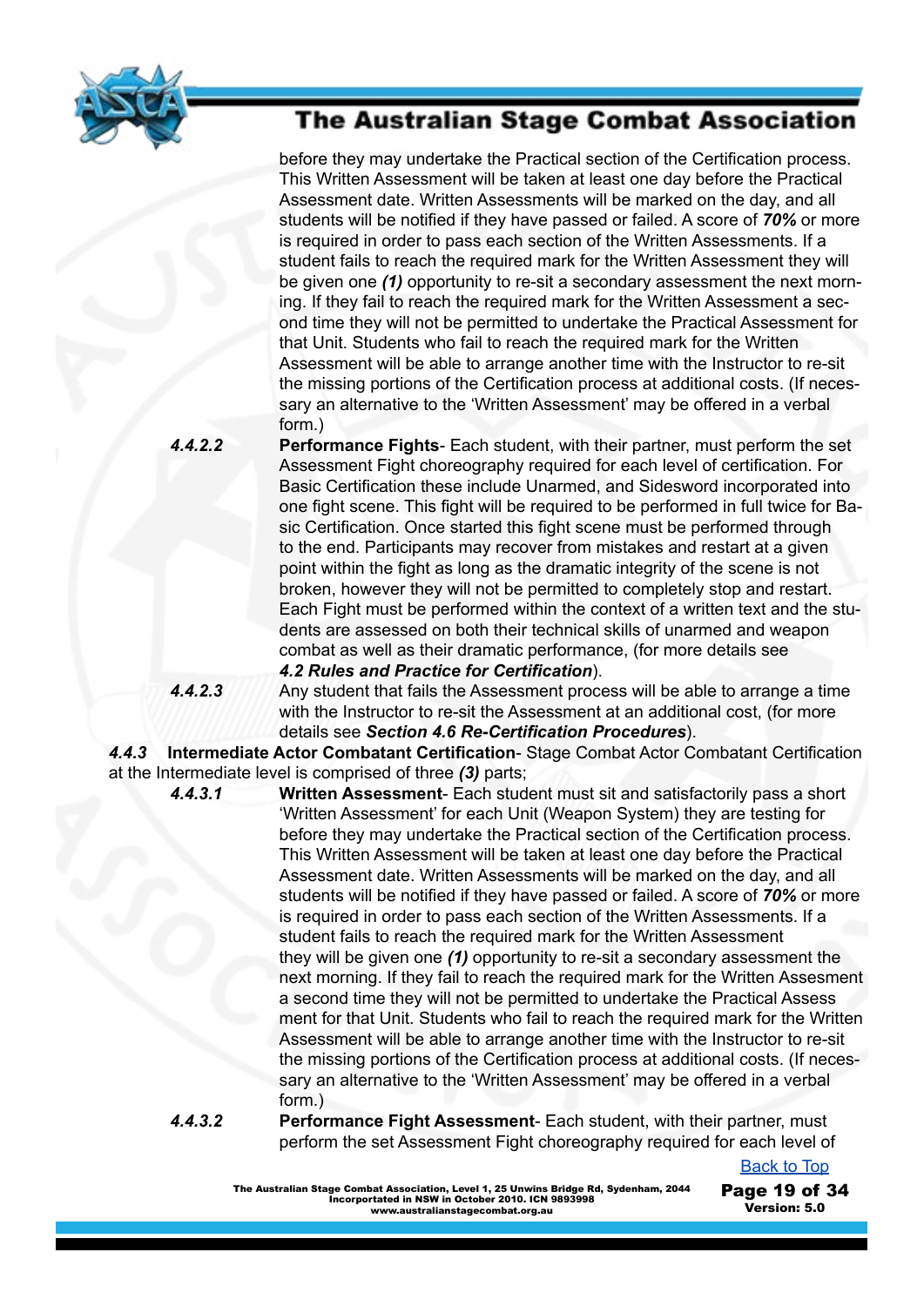before they may undertake the Practical section of the Certification process. This Written Assessment will be taken at least one day before the Practical Assessment date. Written Assessments will be marked on the day, and all students will be notified if they have passed or failed. A score of ***70%*** or more is required in order to pass each section of the Written Assessments. If a student fails to reach the required mark for the Written Assessment they will be given one ***(1)*** opportunity to re-sit a secondary assessment the next morning. If they fail to reach the required mark for the Written Assessment a second time they will not be permitted to undertake the Practical Assessment for that Unit. Students who fail to reach the required mark for the Written Assessment will be able to arrange another time with the Instructor to re-sit the missing portions of the Certification process at additional costs. (If necessary an alternative to the 'Written Assessment' may be offered in a verbal form.)

***4.4.2.2*** **Performance Fights**- Each student, with their partner, must perform the set Assessment Fight choreography required for each level of certification. For Basic Certification these include Unarmed, and Sidesword incorporated into one fight scene. This fight will be required to be performed in full twice for Basic Certification. Once started this fight scene must be performed through to the end. Participants may recover from mistakes and restart at a given point within the fight as long as the dramatic integrity of the scene is not broken, however they will not be permitted to completely stop and restart. Each Fight must be performed within the context of a written text and the students are assessed on both their technical skills of unarmed and weapon combat as well as their dramatic performance, (for more details see ***4.2 Rules and Practice for Certification***).

***4.4.2.3*** Any student that fails the Assessment process will be able to arrange a time with the Instructor to re-sit the Assessment at an additional cost, (for more details see ***Section 4.6 Re-Certification Procedures***).

***4.4.3*** **Intermediate Actor Combatant Certification**- Stage Combat Actor Combatant Certification at the Intermediate level is comprised of three ***(3)*** parts;

***4.4.3.1*** **Written Assessment**- Each student must sit and satisfactorily pass a short 'Written Assessment' for each Unit (Weapon System) they are testing for before they may undertake the Practical section of the Certification process. This Written Assessment will be taken at least one day before the Practical Assessment date. Written Assessments will be marked on the day, and all students will be notified if they have passed or failed. A score of ***70%*** or more is required in order to pass each section of the Written Assessments. If a student fails to reach the required mark for the Written Assessment they will be given one ***(1)*** opportunity to re-sit a secondary assessment the next morning. If they fail to reach the required mark for the Written Assesment a second time they will not be permitted to undertake the Practical Assess ment for that Unit. Students who fail to reach the required mark for the Written Assessment will be able to arrange another time with the Instructor to re-sit the missing portions of the Certification process at additional costs. (If necessary an alternative to the 'Written Assessment' may be offered in a verbal form.)

***4.4.3.2*** **Performance Fight Assessment**- Each student, with their partner, must perform the set Assessment Fight choreography required for each level of

Back to Top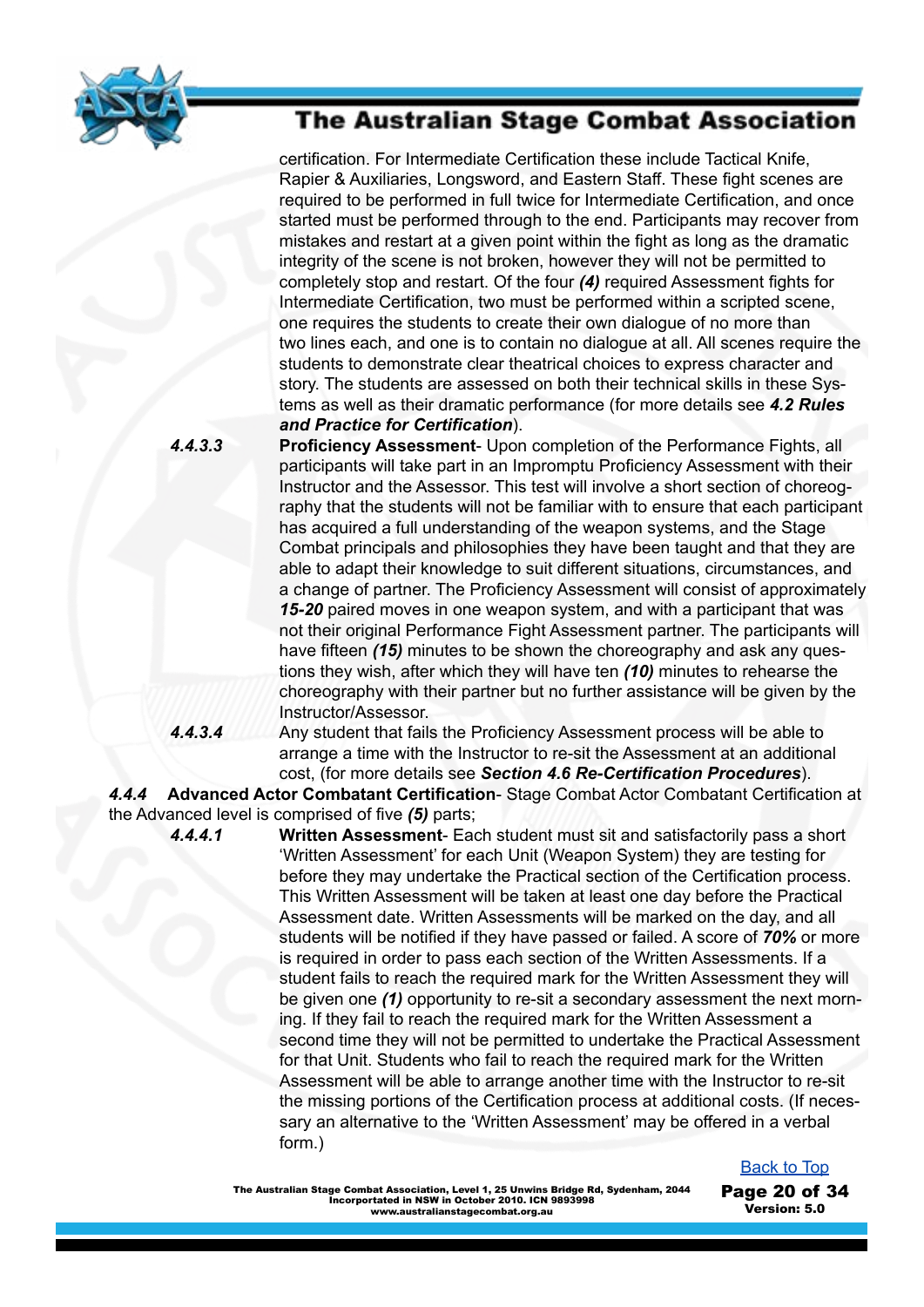certification. For Intermediate Certification these include Tactical Knife, Rapier & Auxiliaries, Longsword, and Eastern Staff. These fight scenes are required to be performed in full twice for Intermediate Certification, and once started must be performed through to the end. Participants may recover from mistakes and restart at a given point within the fight as long as the dramatic integrity of the scene is not broken, however they will not be permitted to completely stop and restart. Of the four ***(4)*** required Assessment fights for Intermediate Certification, two must be performed within a scripted scene, one requires the students to create their own dialogue of no more than two lines each, and one is to contain no dialogue at all. All scenes require the students to demonstrate clear theatrical choices to express character and story. The students are assessed on both their technical skills in these Systems as well as their dramatic performance (for more details see ***4.2 Rules and Practice for Certification***).

***4.4.3.3*** **Proficiency Assessment**- Upon completion of the Performance Fights, all participants will take part in an Impromptu Proficiency Assessment with their Instructor and the Assessor. This test will involve a short section of choreography that the students will not be familiar with to ensure that each participant has acquired a full understanding of the weapon systems, and the Stage Combat principals and philosophies they have been taught and that they are able to adapt their knowledge to suit different situations, circumstances, and a change of partner. The Proficiency Assessment will consist of approximately ***15-20*** paired moves in one weapon system, and with a participant that was not their original Performance Fight Assessment partner. The participants will have fifteen ***(15)*** minutes to be shown the choreography and ask any questions they wish, after which they will have ten ***(10)*** minutes to rehearse the choreography with their partner but no further assistance will be given by the Instructor/Assessor.

***4.4.3.4*** Any student that fails the Proficiency Assessment process will be able to arrange a time with the Instructor to re-sit the Assessment at an additional cost, (for more details see ***Section 4.6 Re-Certification Procedures***).

***4.4.4*** **Advanced Actor Combatant Certification**- Stage Combat Actor Combatant Certification at the Advanced level is comprised of five ***(5)*** parts;

***4.4.4.1*** **Written Assessment**- Each student must sit and satisfactorily pass a short 'Written Assessment' for each Unit (Weapon System) they are testing for before they may undertake the Practical section of the Certification process. This Written Assessment will be taken at least one day before the Practical Assessment date. Written Assessments will be marked on the day, and all students will be notified if they have passed or failed. A score of ***70%*** or more is required in order to pass each section of the Written Assessments. If a student fails to reach the required mark for the Written Assessment they will be given one ***(1)*** opportunity to re-sit a secondary assessment the next morning. If they fail to reach the required mark for the Written Assessment a second time they will not be permitted to undertake the Practical Assessment for that Unit. Students who fail to reach the required mark for the Written Assessment will be able to arrange another time with the Instructor to re-sit the missing portions of the Certification process at additional costs. (If necessary an alternative to the 'Written Assessment' may be offered in a verbal form.)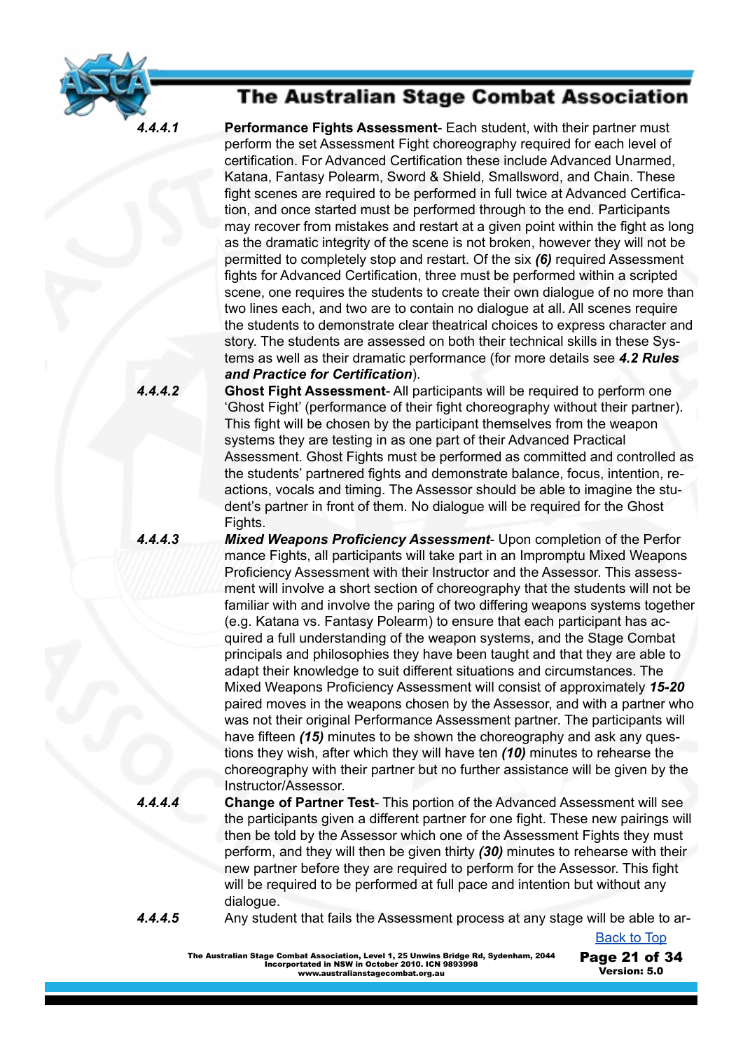*4.4.4.1* **Performance Fights Assessment**- Each student, with their partner must perform the set Assessment Fight choreography required for each level of certification. For Advanced Certification these include Advanced Unarmed, Katana, Fantasy Polearm, Sword & Shield, Smallsword, and Chain. These fight scenes are required to be performed in full twice at Advanced Certification, and once started must be performed through to the end. Participants may recover from mistakes and restart at a given point within the fight as long as the dramatic integrity of the scene is not broken, however they will not be permitted to completely stop and restart. Of the six ***(6)*** required Assessment fights for Advanced Certification, three must be performed within a scripted scene, one requires the students to create their own dialogue of no more than two lines each, and two are to contain no dialogue at all. All scenes require the students to demonstrate clear theatrical choices to express character and story. The students are assessed on both their technical skills in these Systems as well as their dramatic performance (for more details see ***4.2 Rules and Practice for Certification***).

*4.4.4.2* **Ghost Fight Assessment**- All participants will be required to perform one 'Ghost Fight' (performance of their fight choreography without their partner). This fight will be chosen by the participant themselves from the weapon systems they are testing in as one part of their Advanced Practical Assessment. Ghost Fights must be performed as committed and controlled as the students' partnered fights and demonstrate balance, focus, intention, reactions, vocals and timing. The Assessor should be able to imagine the student's partner in front of them. No dialogue will be required for the Ghost Fights.

*4.4.4.3* ***Mixed Weapons Proficiency Assessment***- Upon completion of the Performance Fights, all participants will take part in an Impromptu Mixed Weapons Proficiency Assessment with their Instructor and the Assessor. This assessment will involve a short section of choreography that the students will not be familiar with and involve the paring of two differing weapons systems together (e.g. Katana vs. Fantasy Polearm) to ensure that each participant has acquired a full understanding of the weapon systems, and the Stage Combat principals and philosophies they have been taught and that they are able to adapt their knowledge to suit different situations and circumstances. The Mixed Weapons Proficiency Assessment will consist of approximately ***15-20*** paired moves in the weapons chosen by the Assessor, and with a partner who was not their original Performance Assessment partner. The participants will have fifteen ***(15)*** minutes to be shown the choreography and ask any questions they wish, after which they will have ten ***(10)*** minutes to rehearse the choreography with their partner but no further assistance will be given by the Instructor/Assessor.

*4.4.4.4* **Change of Partner Test**- This portion of the Advanced Assessment will see the participants given a different partner for one fight. These new pairings will then be told by the Assessor which one of the Assessment Fights they must perform, and they will then be given thirty ***(30)*** minutes to rehearse with their new partner before they are required to perform for the Assessor. This fight will be required to be performed at full pace and intention but without any dialogue.

*4.4.4.5* Any student that fails the Assessment process at any stage will be able to ar-

Back to Top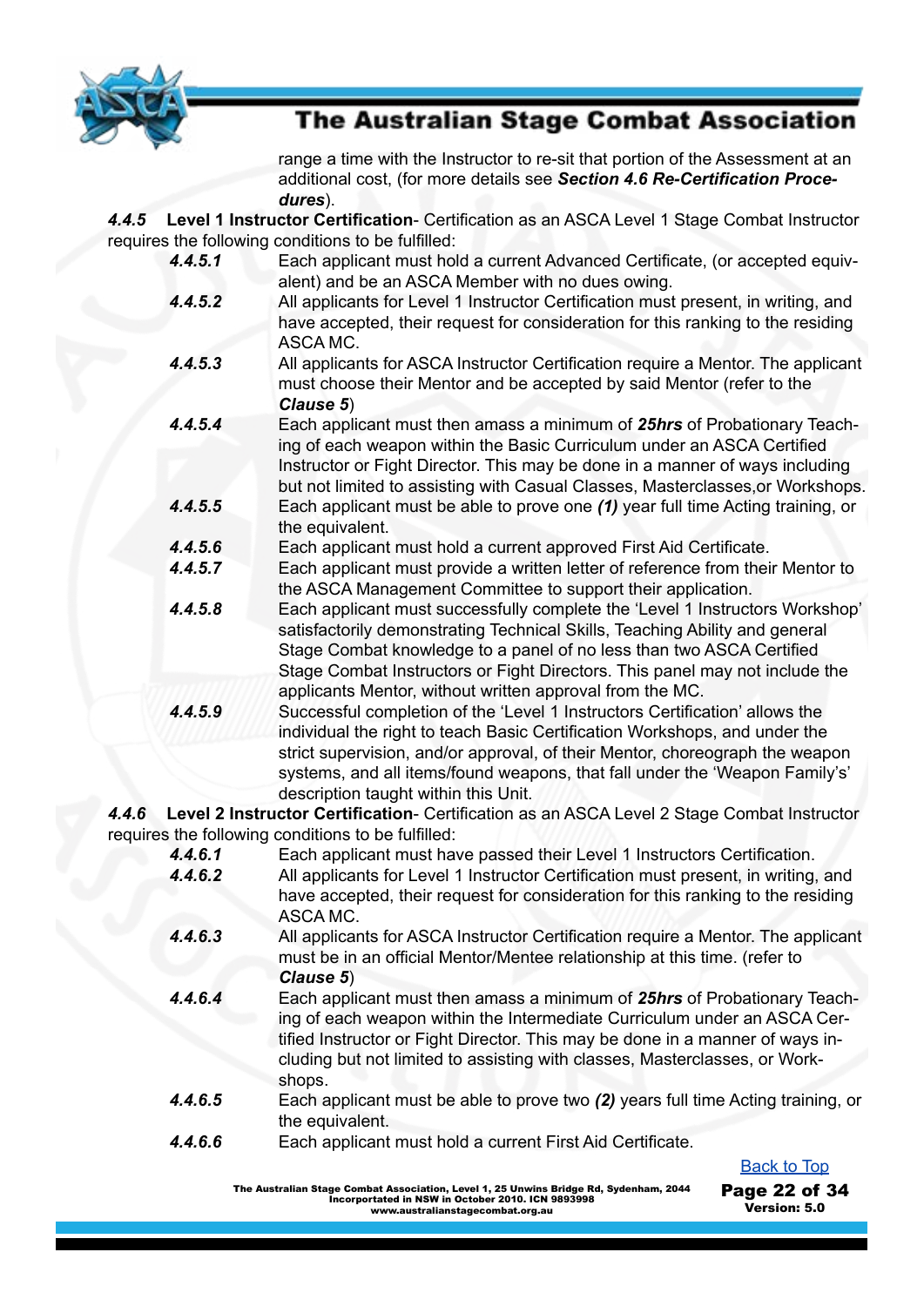range a time with the Instructor to re-sit that portion of the Assessment at an additional cost, (for more details see ***Section 4.6 Re-Certification Procedures***).

***4.4.5*** **Level 1 Instructor Certification**- Certification as an ASCA Level 1 Stage Combat Instructor requires the following conditions to be fulfilled:

***4.4.5.1*** Each applicant must hold a current Advanced Certificate, (or accepted equivalent) and be an ASCA Member with no dues owing.

***4.4.5.2*** All applicants for Level 1 Instructor Certification must present, in writing, and have accepted, their request for consideration for this ranking to the residing ASCA MC.

***4.4.5.3*** All applicants for ASCA Instructor Certification require a Mentor. The applicant must choose their Mentor and be accepted by said Mentor (refer to the ***Clause 5***)

***4.4.5.4*** Each applicant must then amass a minimum of ***25hrs*** of Probationary Teaching of each weapon within the Basic Curriculum under an ASCA Certified Instructor or Fight Director. This may be done in a manner of ways including but not limited to assisting with Casual Classes, Masterclasses,or Workshops.

***4.4.5.5*** Each applicant must be able to prove one ***(1)*** year full time Acting training, or the equivalent.

***4.4.5.6*** Each applicant must hold a current approved First Aid Certificate.

***4.4.5.7*** Each applicant must provide a written letter of reference from their Mentor to the ASCA Management Committee to support their application.

***4.4.5.8*** Each applicant must successfully complete the 'Level 1 Instructors Workshop' satisfactorily demonstrating Technical Skills, Teaching Ability and general Stage Combat knowledge to a panel of no less than two ASCA Certified Stage Combat Instructors or Fight Directors. This panel may not include the applicants Mentor, without written approval from the MC.

***4.4.5.9*** Successful completion of the 'Level 1 Instructors Certification' allows the individual the right to teach Basic Certification Workshops, and under the strict supervision, and/or approval, of their Mentor, choreograph the weapon systems, and all items/found weapons, that fall under the 'Weapon Family's' description taught within this Unit.

***4.4.6*** **Level 2 Instructor Certification**- Certification as an ASCA Level 2 Stage Combat Instructor requires the following conditions to be fulfilled:

***4.4.6.1*** Each applicant must have passed their Level 1 Instructors Certification.

***4.4.6.2*** All applicants for Level 1 Instructor Certification must present, in writing, and have accepted, their request for consideration for this ranking to the residing ASCA MC.

***4.4.6.3*** All applicants for ASCA Instructor Certification require a Mentor. The applicant must be in an official Mentor/Mentee relationship at this time. (refer to ***Clause 5***)

***4.4.6.4*** Each applicant must then amass a minimum of ***25hrs*** of Probationary Teaching of each weapon within the Intermediate Curriculum under an ASCA Certified Instructor or Fight Director. This may be done in a manner of ways including but not limited to assisting with classes, Masterclasses, or Workshops.

***4.4.6.5*** Each applicant must be able to prove two ***(2)*** years full time Acting training, or the equivalent.

***4.4.6.6*** Each applicant must hold a current First Aid Certificate.

Back to Top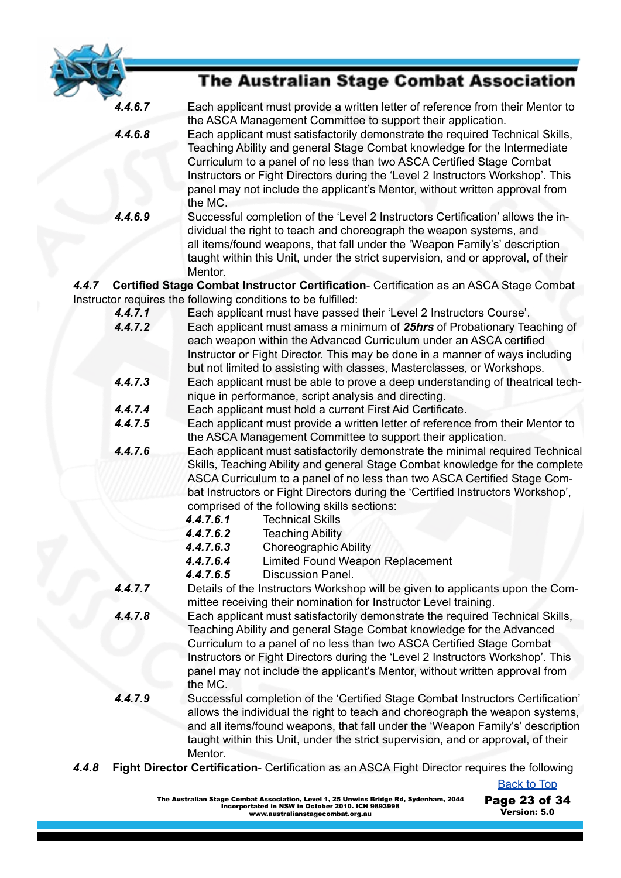***4.4.6.7*** Each applicant must provide a written letter of reference from their Mentor to the ASCA Management Committee to support their application.

***4.4.6.8*** Each applicant must satisfactorily demonstrate the required Technical Skills, Teaching Ability and general Stage Combat knowledge for the Intermediate Curriculum to a panel of no less than two ASCA Certified Stage Combat Instructors or Fight Directors during the 'Level 2 Instructors Workshop'. This panel may not include the applicant's Mentor, without written approval from the MC.

***4.4.6.9*** Successful completion of the 'Level 2 Instructors Certification' allows the individual the right to teach and choreograph the weapon systems, and all items/found weapons, that fall under the 'Weapon Family's' description taught within this Unit, under the strict supervision, and or approval, of their Mentor.

***4.4.7*** **Certified Stage Combat Instructor Certification**- Certification as an ASCA Stage Combat Instructor requires the following conditions to be fulfilled:

***4.4.7.1*** Each applicant must have passed their 'Level 2 Instructors Course'.

***4.4.7.2*** Each applicant must amass a minimum of ***25hrs*** of Probationary Teaching of each weapon within the Advanced Curriculum under an ASCA certified Instructor or Fight Director. This may be done in a manner of ways including but not limited to assisting with classes, Masterclasses, or Workshops.

***4.4.7.3*** Each applicant must be able to prove a deep understanding of theatrical technique in performance, script analysis and directing.

***4.4.7.4*** Each applicant must hold a current First Aid Certificate.

***4.4.7.5*** Each applicant must provide a written letter of reference from their Mentor to the ASCA Management Committee to support their application.

***4.4.7.6*** Each applicant must satisfactorily demonstrate the minimal required Technical Skills, Teaching Ability and general Stage Combat knowledge for the complete ASCA Curriculum to a panel of no less than two ASCA Certified Stage Combat Instructors or Fight Directors during the 'Certified Instructors Workshop', comprised of the following skills sections:

- ***4.4.7.6.1*** Technical Skills
- ***4.4.7.6.2*** Teaching Ability
- ***4.4.7.6.3*** Choreographic Ability
- ***4.4.7.6.4*** Limited Found Weapon Replacement
- ***4.4.7.6.5*** Discussion Panel.

***4.4.7.7*** Details of the Instructors Workshop will be given to applicants upon the Committee receiving their nomination for Instructor Level training.

***4.4.7.8*** Each applicant must satisfactorily demonstrate the required Technical Skills, Teaching Ability and general Stage Combat knowledge for the Advanced Curriculum to a panel of no less than two ASCA Certified Stage Combat Instructors or Fight Directors during the 'Level 2 Instructors Workshop'. This panel may not include the applicant's Mentor, without written approval from the MC.

***4.4.7.9*** Successful completion of the 'Certified Stage Combat Instructors Certification' allows the individual the right to teach and choreograph the weapon systems, and all items/found weapons, that fall under the 'Weapon Family's' description taught within this Unit, under the strict supervision, and or approval, of their Mentor.

***4.4.8*** **Fight Director Certification**- Certification as an ASCA Fight Director requires the following

Back to Top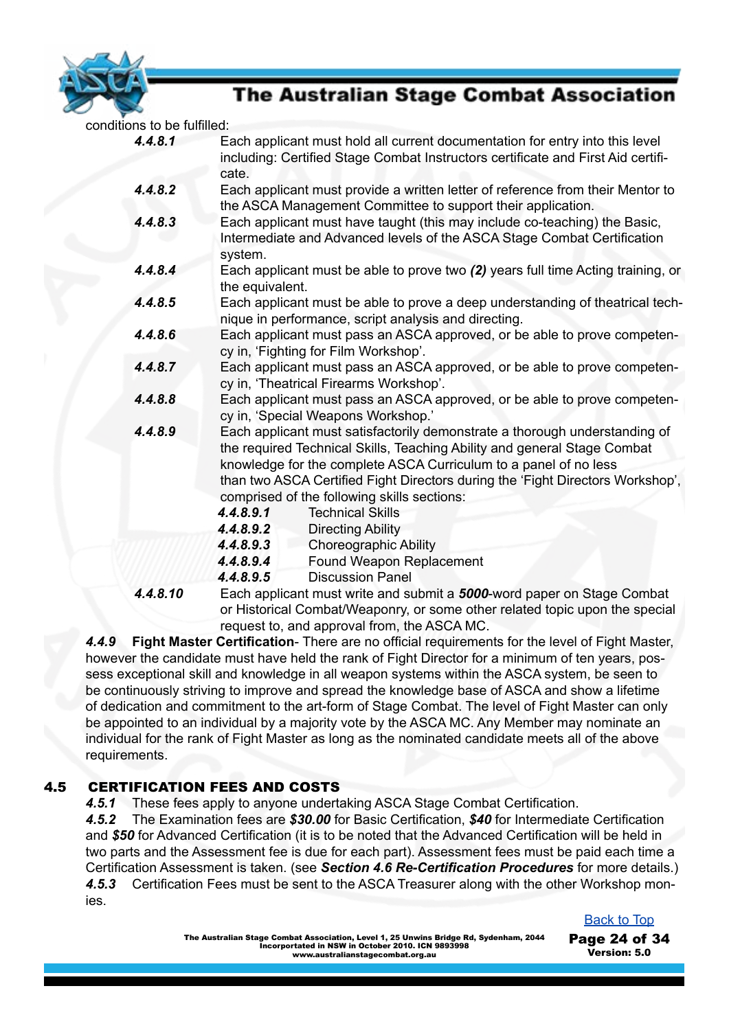conditions to be fulfilled:

***4.4.8.1*** Each applicant must hold all current documentation for entry into this level including: Certified Stage Combat Instructors certificate and First Aid certificate.

***4.4.8.2*** Each applicant must provide a written letter of reference from their Mentor to the ASCA Management Committee to support their application.

***4.4.8.3*** Each applicant must have taught (this may include co-teaching) the Basic, Intermediate and Advanced levels of the ASCA Stage Combat Certification system.

***4.4.8.4*** Each applicant must be able to prove two ***(2)*** years full time Acting training, or the equivalent.

***4.4.8.5*** Each applicant must be able to prove a deep understanding of theatrical technique in performance, script analysis and directing.

***4.4.8.6*** Each applicant must pass an ASCA approved, or be able to prove competency in, 'Fighting for Film Workshop'.

***4.4.8.7*** Each applicant must pass an ASCA approved, or be able to prove competency in, 'Theatrical Firearms Workshop'.

***4.4.8.8*** Each applicant must pass an ASCA approved, or be able to prove competency in, 'Special Weapons Workshop.'

***4.4.8.9*** Each applicant must satisfactorily demonstrate a thorough understanding of the required Technical Skills, Teaching Ability and general Stage Combat knowledge for the complete ASCA Curriculum to a panel of no less than two ASCA Certified Fight Directors during the 'Fight Directors Workshop', comprised of the following skills sections:

- ***4.4.8.9.1*** Technical Skills
- ***4.4.8.9.2*** Directing Ability
- ***4.4.8.9.3*** Choreographic Ability
- ***4.4.8.9.4*** Found Weapon Replacement
- ***4.4.8.9.5*** Discussion Panel

***4.4.8.10*** Each applicant must write and submit a ***5000***-word paper on Stage Combat or Historical Combat/Weaponry, or some other related topic upon the special request to, and approval from, the ASCA MC.

***4.4.9*** **Fight Master Certification**- There are no official requirements for the level of Fight Master, however the candidate must have held the rank of Fight Director for a minimum of ten years, possess exceptional skill and knowledge in all weapon systems within the ASCA system, be seen to be continuously striving to improve and spread the knowledge base of ASCA and show a lifetime of dedication and commitment to the art-form of Stage Combat. The level of Fight Master can only be appointed to an individual by a majority vote by the ASCA MC. Any Member may nominate an individual for the rank of Fight Master as long as the nominated candidate meets all of the above requirements.

## 4.5 CERTIFICATION FEES AND COSTS

***4.5.1*** These fees apply to anyone undertaking ASCA Stage Combat Certification.

***4.5.2*** The Examination fees are ***$30.00*** for Basic Certification, ***$40*** for Intermediate Certification and ***$50*** for Advanced Certification (it is to be noted that the Advanced Certification will be held in two parts and the Assessment fee is due for each part). Assessment fees must be paid each time a Certification Assessment is taken. (see ***Section 4.6 Re-Certification Procedures*** for more details.)

***4.5.3*** Certification Fees must be sent to the ASCA Treasurer along with the other Workshop monies.

Back to Top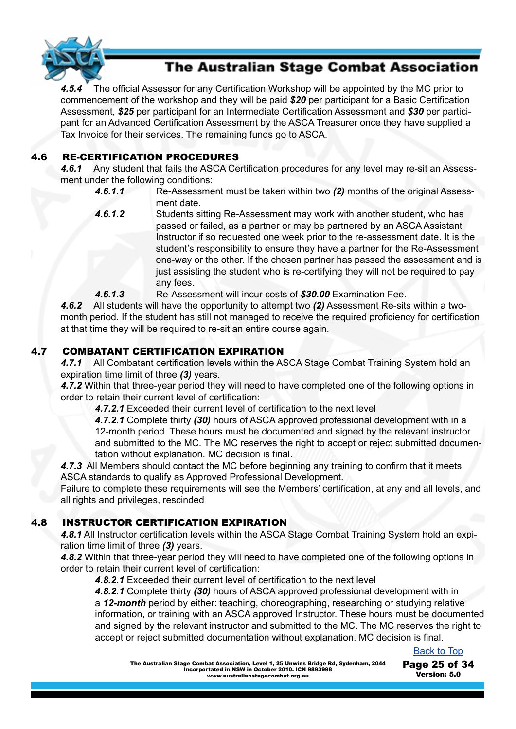***4.5.4*** The official Assessor for any Certification Workshop will be appointed by the MC prior to commencement of the workshop and they will be paid ***$20*** per participant for a Basic Certification Assessment, ***$25*** per participant for an Intermediate Certification Assessment and ***$30*** per participant for an Advanced Certification Assessment by the ASCA Treasurer once they have supplied a Tax Invoice for their services. The remaining funds go to ASCA.

## 4.6 RE-CERTIFICATION PROCEDURES

***4.6.1*** Any student that fails the ASCA Certification procedures for any level may re-sit an Assessment under the following conditions:

***4.6.1.1*** Re-Assessment must be taken within two ***(2)*** months of the original Assessment date.

***4.6.1.2*** Students sitting Re-Assessment may work with another student, who has passed or failed, as a partner or may be partnered by an ASCA Assistant Instructor if so requested one week prior to the re-assessment date. It is the student's responsibility to ensure they have a partner for the Re-Assessment one-way or the other. If the chosen partner has passed the assessment and is just assisting the student who is re-certifying they will not be required to pay any fees.

***4.6.1.3*** Re-Assessment will incur costs of ***$30.00*** Examination Fee.

***4.6.2*** All students will have the opportunity to attempt two ***(2)*** Assessment Re-sits within a two-month period. If the student has still not managed to receive the required proficiency for certification at that time they will be required to re-sit an entire course again.

## 4.7 COMBATANT CERTIFICATION EXPIRATION

***4.7.1*** All Combatant certification levels within the ASCA Stage Combat Training System hold an expiration time limit of three ***(3)*** years.

***4.7.2*** Within that three-year period they will need to have completed one of the following options in order to retain their current level of certification:

***4.7.2.1*** Exceeded their current level of certification to the next level

***4.7.2.1*** Complete thirty ***(30)*** hours of ASCA approved professional development with in a 12-month period. These hours must be documented and signed by the relevant instructor and submitted to the MC. The MC reserves the right to accept or reject submitted documentation without explanation. MC decision is final.

***4.7.3*** All Members should contact the MC before beginning any training to confirm that it meets ASCA standards to qualify as Approved Professional Development.

Failure to complete these requirements will see the Members' certification, at any and all levels, and all rights and privileges, rescinded

## 4.8 INSTRUCTOR CERTIFICATION EXPIRATION

***4.8.1*** All Instructor certification levels within the ASCA Stage Combat Training System hold an expiration time limit of three ***(3)*** years.

***4.8.2*** Within that three-year period they will need to have completed one of the following options in order to retain their current level of certification:

***4.8.2.1*** Exceeded their current level of certification to the next level

***4.8.2.1*** Complete thirty ***(30)*** hours of ASCA approved professional development with in a ***12-month*** period by either: teaching, choreographing, researching or studying relative information, or training with an ASCA approved Instructor. These hours must be documented and signed by the relevant instructor and submitted to the MC. The MC reserves the right to accept or reject submitted documentation without explanation. MC decision is final.

Back to Top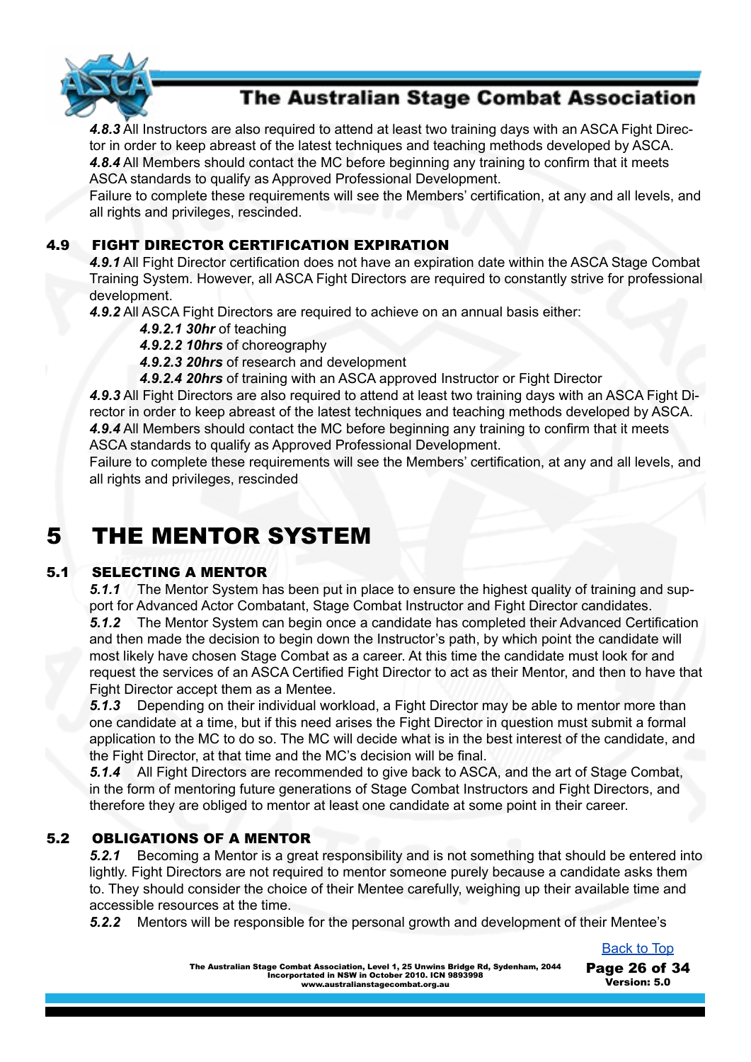***4.8.3*** All Instructors are also required to attend at least two training days with an ASCA Fight Director in order to keep abreast of the latest techniques and teaching methods developed by ASCA.
***4.8.4*** All Members should contact the MC before beginning any training to confirm that it meets ASCA standards to qualify as Approved Professional Development.
Failure to complete these requirements will see the Members' certification, at any and all levels, and all rights and privileges, rescinded.

### 4.9 FIGHT DIRECTOR CERTIFICATION EXPIRATION

***4.9.1*** All Fight Director certification does not have an expiration date within the ASCA Stage Combat Training System. However, all ASCA Fight Directors are required to constantly strive for professional development.
***4.9.2*** All ASCA Fight Directors are required to achieve on an annual basis either:

- ***4.9.2.1 30hr*** of teaching
- ***4.9.2.2 10hrs*** of choreography
- ***4.9.2.3 20hrs*** of research and development
- ***4.9.2.4 20hrs*** of training with an ASCA approved Instructor or Fight Director

***4.9.3*** All Fight Directors are also required to attend at least two training days with an ASCA Fight Director in order to keep abreast of the latest techniques and teaching methods developed by ASCA.
***4.9.4*** All Members should contact the MC before beginning any training to confirm that it meets ASCA standards to qualify as Approved Professional Development.
Failure to complete these requirements will see the Members' certification, at any and all levels, and all rights and privileges, rescinded

# 5 THE MENTOR SYSTEM

### 5.1 SELECTING A MENTOR

***5.1.1*** The Mentor System has been put in place to ensure the highest quality of training and support for Advanced Actor Combatant, Stage Combat Instructor and Fight Director candidates.
***5.1.2*** The Mentor System can begin once a candidate has completed their Advanced Certification and then made the decision to begin down the Instructor's path, by which point the candidate will most likely have chosen Stage Combat as a career. At this time the candidate must look for and request the services of an ASCA Certified Fight Director to act as their Mentor, and then to have that Fight Director accept them as a Mentee.
***5.1.3*** Depending on their individual workload, a Fight Director may be able to mentor more than one candidate at a time, but if this need arises the Fight Director in question must submit a formal application to the MC to do so. The MC will decide what is in the best interest of the candidate, and the Fight Director, at that time and the MC's decision will be final.
***5.1.4*** All Fight Directors are recommended to give back to ASCA, and the art of Stage Combat, in the form of mentoring future generations of Stage Combat Instructors and Fight Directors, and therefore they are obliged to mentor at least one candidate at some point in their career.

### 5.2 OBLIGATIONS OF A MENTOR

***5.2.1*** Becoming a Mentor is a great responsibility and is not something that should be entered into lightly. Fight Directors are not required to mentor someone purely because a candidate asks them to. They should consider the choice of their Mentee carefully, weighing up their available time and accessible resources at the time.
***5.2.2*** Mentors will be responsible for the personal growth and development of their Mentee's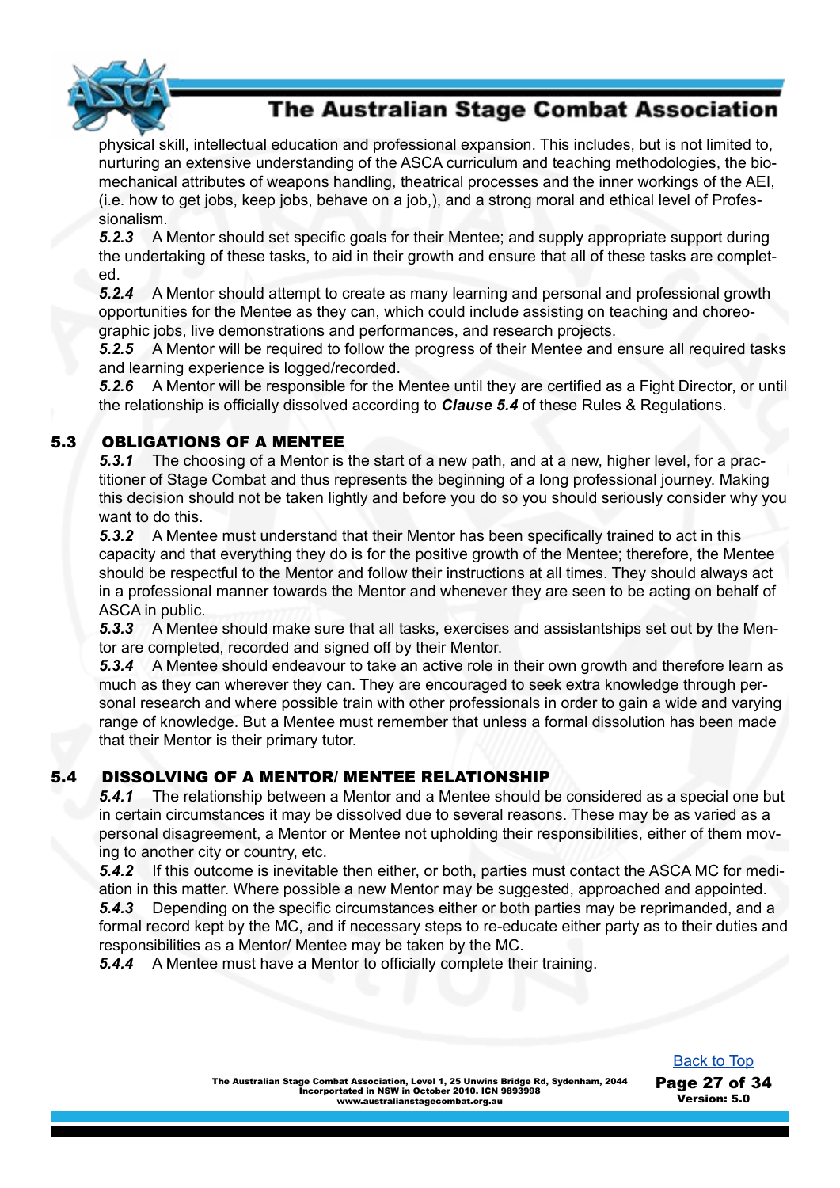physical skill, intellectual education and professional expansion. This includes, but is not limited to, nurturing an extensive understanding of the ASCA curriculum and teaching methodologies, the bio-mechanical attributes of weapons handling, theatrical processes and the inner workings of the AEI, (i.e. how to get jobs, keep jobs, behave on a job,), and a strong moral and ethical level of Professionalism.

***5.2.3*** A Mentor should set specific goals for their Mentee; and supply appropriate support during the undertaking of these tasks, to aid in their growth and ensure that all of these tasks are completed.

***5.2.4*** A Mentor should attempt to create as many learning and personal and professional growth opportunities for the Mentee as they can, which could include assisting on teaching and choreographic jobs, live demonstrations and performances, and research projects.

***5.2.5*** A Mentor will be required to follow the progress of their Mentee and ensure all required tasks and learning experience is logged/recorded.

***5.2.6*** A Mentor will be responsible for the Mentee until they are certified as a Fight Director, or until the relationship is officially dissolved according to ***Clause 5.4*** of these Rules & Regulations.

## 5.3 OBLIGATIONS OF A MENTEE

***5.3.1*** The choosing of a Mentor is the start of a new path, and at a new, higher level, for a practitioner of Stage Combat and thus represents the beginning of a long professional journey. Making this decision should not be taken lightly and before you do so you should seriously consider why you want to do this.

***5.3.2*** A Mentee must understand that their Mentor has been specifically trained to act in this capacity and that everything they do is for the positive growth of the Mentee; therefore, the Mentee should be respectful to the Mentor and follow their instructions at all times. They should always act in a professional manner towards the Mentor and whenever they are seen to be acting on behalf of ASCA in public.

***5.3.3*** A Mentee should make sure that all tasks, exercises and assistantships set out by the Mentor are completed, recorded and signed off by their Mentor.

***5.3.4*** A Mentee should endeavour to take an active role in their own growth and therefore learn as much as they can wherever they can. They are encouraged to seek extra knowledge through personal research and where possible train with other professionals in order to gain a wide and varying range of knowledge. But a Mentee must remember that unless a formal dissolution has been made that their Mentor is their primary tutor.

## 5.4 DISSOLVING OF A MENTOR/ MENTEE RELATIONSHIP

***5.4.1*** The relationship between a Mentor and a Mentee should be considered as a special one but in certain circumstances it may be dissolved due to several reasons. These may be as varied as a personal disagreement, a Mentor or Mentee not upholding their responsibilities, either of them moving to another city or country, etc.

***5.4.2*** If this outcome is inevitable then either, or both, parties must contact the ASCA MC for mediation in this matter. Where possible a new Mentor may be suggested, approached and appointed.

***5.4.3*** Depending on the specific circumstances either or both parties may be reprimanded, and a formal record kept by the MC, and if necessary steps to re-educate either party as to their duties and responsibilities as a Mentor/ Mentee may be taken by the MC.

***5.4.4*** A Mentee must have a Mentor to officially complete their training.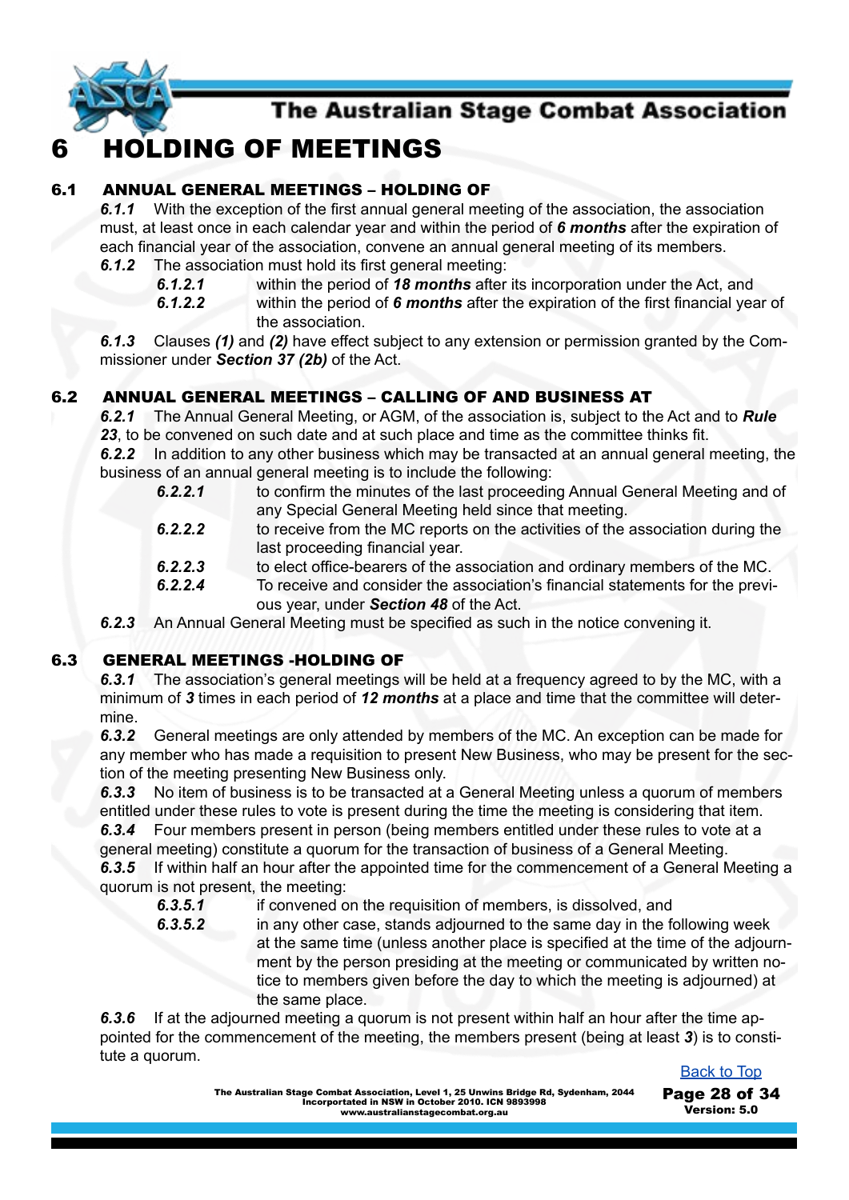# 6 HOLDING OF MEETINGS

## 6.1 ANNUAL GENERAL MEETINGS – HOLDING OF

***6.1.1*** With the exception of the first annual general meeting of the association, the association must, at least once in each calendar year and within the period of ***6 months*** after the expiration of each financial year of the association, convene an annual general meeting of its members.

***6.1.2*** The association must hold its first general meeting:

- ***6.1.2.1*** within the period of ***18 months*** after its incorporation under the Act, and
- ***6.1.2.2*** within the period of ***6 months*** after the expiration of the first financial year of the association.

***6.1.3*** Clauses ***(1)*** and ***(2)*** have effect subject to any extension or permission granted by the Commissioner under ***Section 37 (2b)*** of the Act.

## 6.2 ANNUAL GENERAL MEETINGS – CALLING OF AND BUSINESS AT

***6.2.1*** The Annual General Meeting, or AGM, of the association is, subject to the Act and to ***Rule 23***, to be convened on such date and at such place and time as the committee thinks fit.

***6.2.2*** In addition to any other business which may be transacted at an annual general meeting, the business of an annual general meeting is to include the following:

- ***6.2.2.1*** to confirm the minutes of the last proceeding Annual General Meeting and of any Special General Meeting held since that meeting.
- ***6.2.2.2*** to receive from the MC reports on the activities of the association during the last proceeding financial year.
- ***6.2.2.3*** to elect office-bearers of the association and ordinary members of the MC.
- ***6.2.2.4*** To receive and consider the association's financial statements for the previous year, under ***Section 48*** of the Act.

***6.2.3*** An Annual General Meeting must be specified as such in the notice convening it.

## 6.3 GENERAL MEETINGS -HOLDING OF

***6.3.1*** The association's general meetings will be held at a frequency agreed to by the MC, with a minimum of ***3*** times in each period of ***12 months*** at a place and time that the committee will determine.

***6.3.2*** General meetings are only attended by members of the MC. An exception can be made for any member who has made a requisition to present New Business, who may be present for the section of the meeting presenting New Business only.

***6.3.3*** No item of business is to be transacted at a General Meeting unless a quorum of members entitled under these rules to vote is present during the time the meeting is considering that item.

***6.3.4*** Four members present in person (being members entitled under these rules to vote at a general meeting) constitute a quorum for the transaction of business of a General Meeting.

***6.3.5*** If within half an hour after the appointed time for the commencement of a General Meeting a quorum is not present, the meeting:

- ***6.3.5.1*** if convened on the requisition of members, is dissolved, and
- ***6.3.5.2*** in any other case, stands adjourned to the same day in the following week at the same time (unless another place is specified at the time of the adjournment by the person presiding at the meeting or communicated by written notice to members given before the day to which the meeting is adjourned) at the same place.

***6.3.6*** If at the adjourned meeting a quorum is not present within half an hour after the time appointed for the commencement of the meeting, the members present (being at least ***3***) is to constitute a quorum.

Back to Top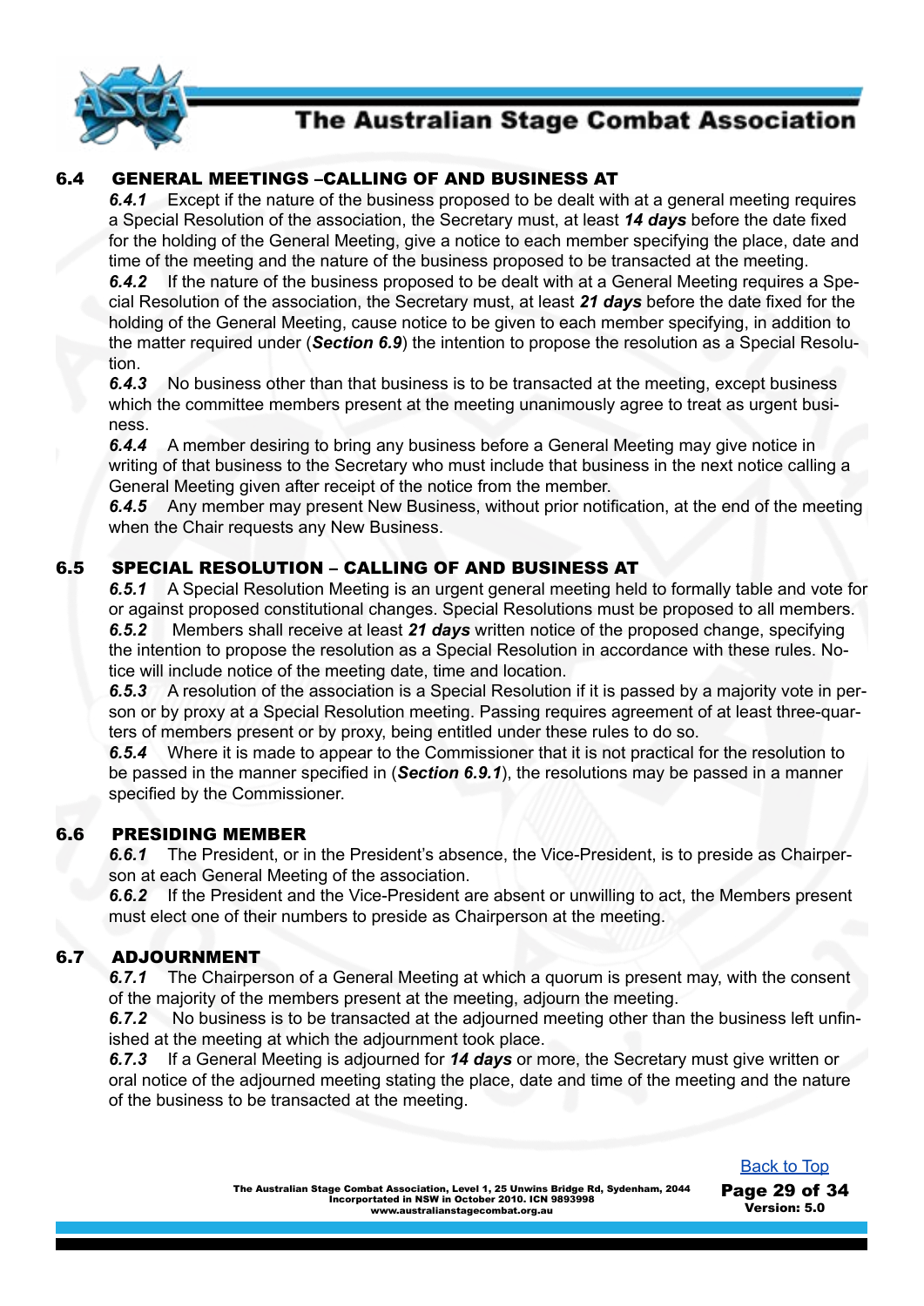## 6.4 GENERAL MEETINGS –CALLING OF AND BUSINESS AT

***6.4.1*** Except if the nature of the business proposed to be dealt with at a general meeting requires a Special Resolution of the association, the Secretary must, at least ***14 days*** before the date fixed for the holding of the General Meeting, give a notice to each member specifying the place, date and time of the meeting and the nature of the business proposed to be transacted at the meeting.

***6.4.2*** If the nature of the business proposed to be dealt with at a General Meeting requires a Special Resolution of the association, the Secretary must, at least ***21 days*** before the date fixed for the holding of the General Meeting, cause notice to be given to each member specifying, in addition to the matter required under (***Section 6.9***) the intention to propose the resolution as a Special Resolution.

***6.4.3*** No business other than that business is to be transacted at the meeting, except business which the committee members present at the meeting unanimously agree to treat as urgent business.

***6.4.4*** A member desiring to bring any business before a General Meeting may give notice in writing of that business to the Secretary who must include that business in the next notice calling a General Meeting given after receipt of the notice from the member.

***6.4.5*** Any member may present New Business, without prior notification, at the end of the meeting when the Chair requests any New Business.

## 6.5 SPECIAL RESOLUTION – CALLING OF AND BUSINESS AT

***6.5.1*** A Special Resolution Meeting is an urgent general meeting held to formally table and vote for or against proposed constitutional changes. Special Resolutions must be proposed to all members.

***6.5.2*** Members shall receive at least ***21 days*** written notice of the proposed change, specifying the intention to propose the resolution as a Special Resolution in accordance with these rules. Notice will include notice of the meeting date, time and location.

***6.5.3*** A resolution of the association is a Special Resolution if it is passed by a majority vote in person or by proxy at a Special Resolution meeting. Passing requires agreement of at least three-quarters of members present or by proxy, being entitled under these rules to do so.

***6.5.4*** Where it is made to appear to the Commissioner that it is not practical for the resolution to be passed in the manner specified in (***Section 6.9.1***), the resolutions may be passed in a manner specified by the Commissioner.

## 6.6 PRESIDING MEMBER

***6.6.1*** The President, or in the President's absence, the Vice-President, is to preside as Chairperson at each General Meeting of the association.

***6.6.2*** If the President and the Vice-President are absent or unwilling to act, the Members present must elect one of their numbers to preside as Chairperson at the meeting.

## 6.7 ADJOURNMENT

***6.7.1*** The Chairperson of a General Meeting at which a quorum is present may, with the consent of the majority of the members present at the meeting, adjourn the meeting.

***6.7.2*** No business is to be transacted at the adjourned meeting other than the business left unfinished at the meeting at which the adjournment took place.

***6.7.3*** If a General Meeting is adjourned for ***14 days*** or more, the Secretary must give written or oral notice of the adjourned meeting stating the place, date and time of the meeting and the nature of the business to be transacted at the meeting.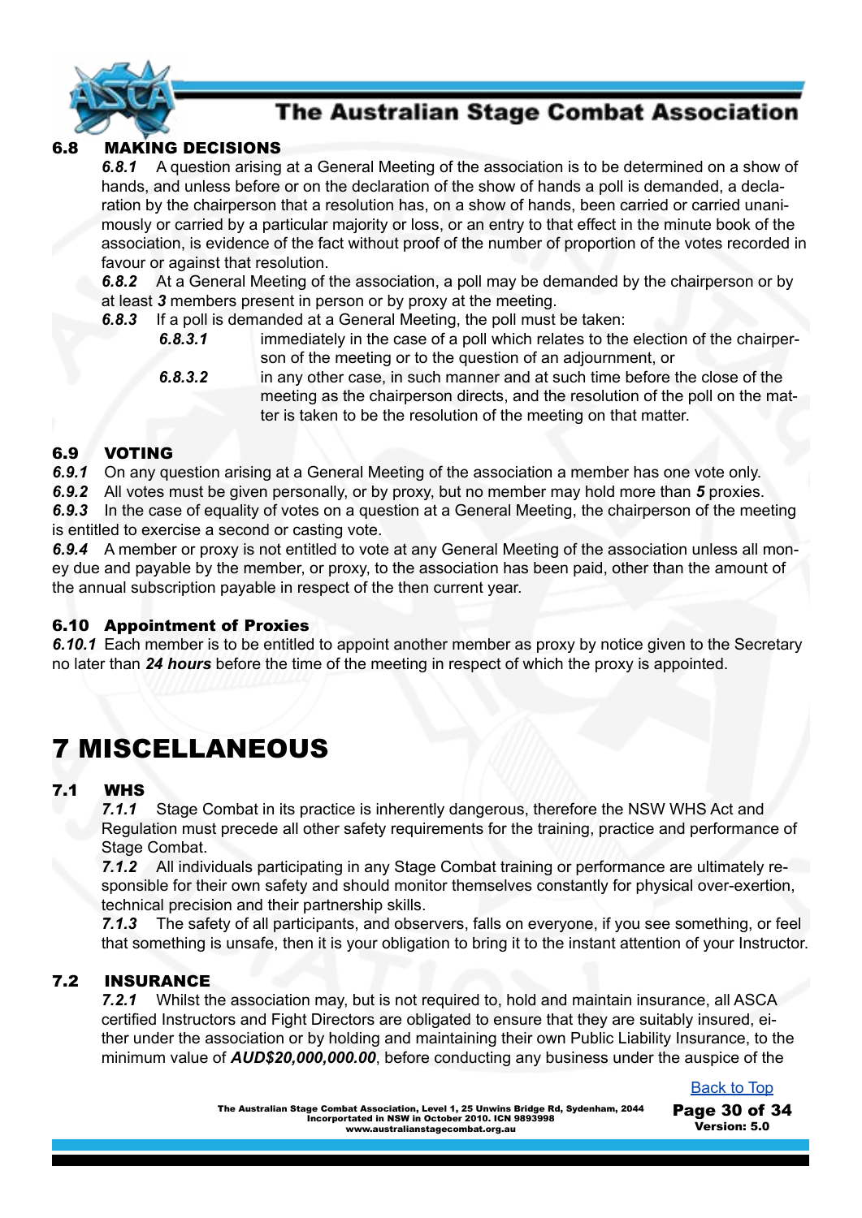### 6.8 MAKING DECISIONS

***6.8.1*** A question arising at a General Meeting of the association is to be determined on a show of hands, and unless before or on the declaration of the show of hands a poll is demanded, a declaration by the chairperson that a resolution has, on a show of hands, been carried or carried unanimously or carried by a particular majority or loss, or an entry to that effect in the minute book of the association, is evidence of the fact without proof of the number of proportion of the votes recorded in favour or against that resolution.

***6.8.2*** At a General Meeting of the association, a poll may be demanded by the chairperson or by at least ***3*** members present in person or by proxy at the meeting.

***6.8.3*** If a poll is demanded at a General Meeting, the poll must be taken:

***6.8.3.1*** immediately in the case of a poll which relates to the election of the chairperson of the meeting or to the question of an adjournment, or

***6.8.3.2*** in any other case, in such manner and at such time before the close of the meeting as the chairperson directs, and the resolution of the poll on the matter is taken to be the resolution of the meeting on that matter.

### 6.9 VOTING

***6.9.1*** On any question arising at a General Meeting of the association a member has one vote only.

***6.9.2*** All votes must be given personally, or by proxy, but no member may hold more than ***5*** proxies.

***6.9.3*** In the case of equality of votes on a question at a General Meeting, the chairperson of the meeting is entitled to exercise a second or casting vote.

***6.9.4*** A member or proxy is not entitled to vote at any General Meeting of the association unless all money due and payable by the member, or proxy, to the association has been paid, other than the amount of the annual subscription payable in respect of the then current year.

### 6.10 Appointment of Proxies

***6.10.1*** Each member is to be entitled to appoint another member as proxy by notice given to the Secretary no later than ***24 hours*** before the time of the meeting in respect of which the proxy is appointed.

# 7 MISCELLANEOUS

### 7.1 WHS

***7.1.1*** Stage Combat in its practice is inherently dangerous, therefore the NSW WHS Act and Regulation must precede all other safety requirements for the training, practice and performance of Stage Combat.

***7.1.2*** All individuals participating in any Stage Combat training or performance are ultimately responsible for their own safety and should monitor themselves constantly for physical over-exertion, technical precision and their partnership skills.

***7.1.3*** The safety of all participants, and observers, falls on everyone, if you see something, or feel that something is unsafe, then it is your obligation to bring it to the instant attention of your Instructor.

### 7.2 INSURANCE

***7.2.1*** Whilst the association may, but is not required to, hold and maintain insurance, all ASCA certified Instructors and Fight Directors are obligated to ensure that they are suitably insured, either under the association or by holding and maintaining their own Public Liability Insurance, to the minimum value of ***AUD$20,000,000.00***, before conducting any business under the auspice of the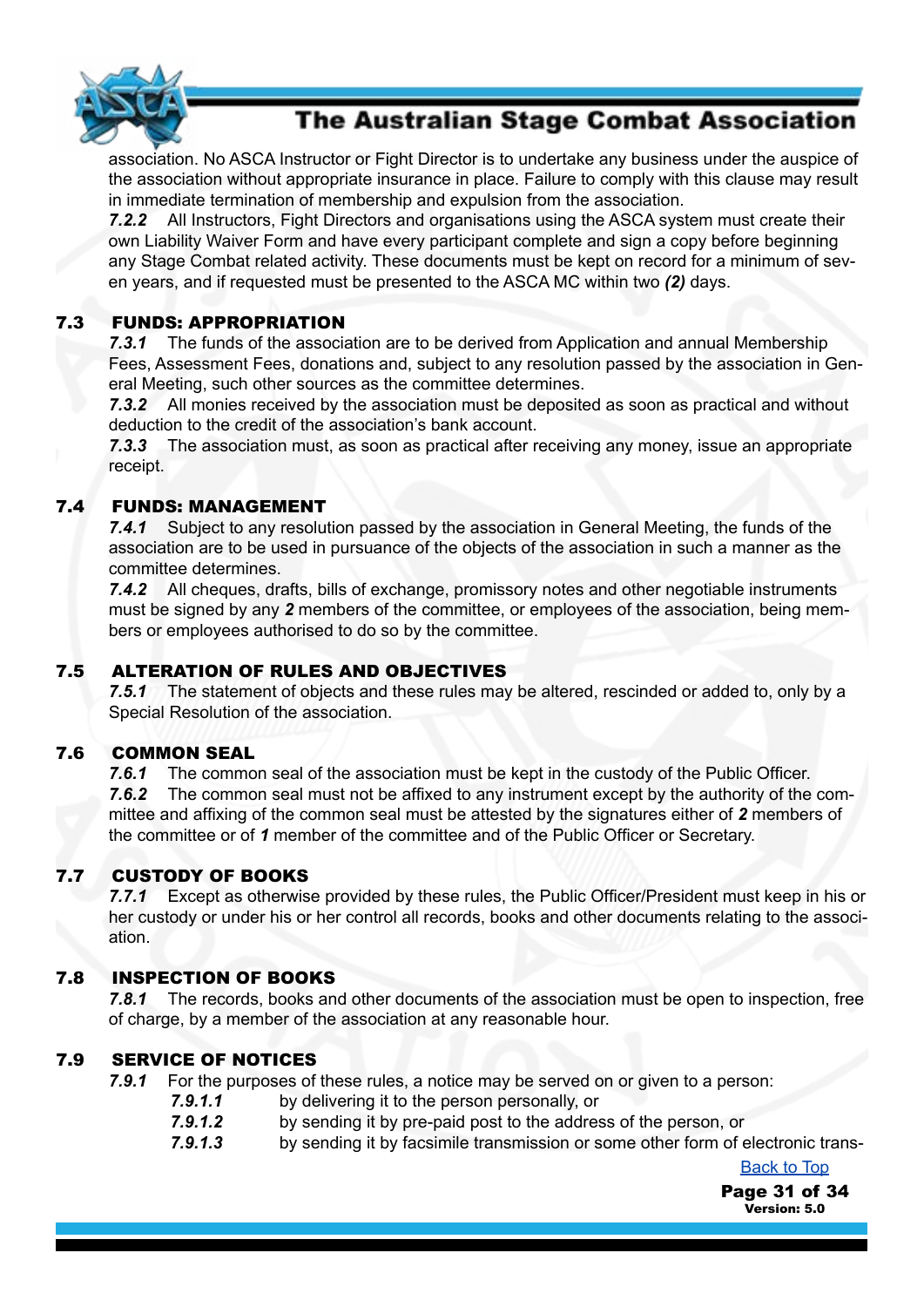association. No ASCA Instructor or Fight Director is to undertake any business under the auspice of the association without appropriate insurance in place. Failure to comply with this clause may result in immediate termination of membership and expulsion from the association.

***7.2.2*** All Instructors, Fight Directors and organisations using the ASCA system must create their own Liability Waiver Form and have every participant complete and sign a copy before beginning any Stage Combat related activity. These documents must be kept on record for a minimum of seven years, and if requested must be presented to the ASCA MC within two ***(2)*** days.

## 7.3 FUNDS: APPROPRIATION

***7.3.1*** The funds of the association are to be derived from Application and annual Membership Fees, Assessment Fees, donations and, subject to any resolution passed by the association in General Meeting, such other sources as the committee determines.

***7.3.2*** All monies received by the association must be deposited as soon as practical and without deduction to the credit of the association's bank account.

***7.3.3*** The association must, as soon as practical after receiving any money, issue an appropriate receipt.

## 7.4 FUNDS: MANAGEMENT

***7.4.1*** Subject to any resolution passed by the association in General Meeting, the funds of the association are to be used in pursuance of the objects of the association in such a manner as the committee determines.

***7.4.2*** All cheques, drafts, bills of exchange, promissory notes and other negotiable instruments must be signed by any ***2*** members of the committee, or employees of the association, being members or employees authorised to do so by the committee.

## 7.5 ALTERATION OF RULES AND OBJECTIVES

***7.5.1*** The statement of objects and these rules may be altered, rescinded or added to, only by a Special Resolution of the association.

## 7.6 COMMON SEAL

***7.6.1*** The common seal of the association must be kept in the custody of the Public Officer.

***7.6.2*** The common seal must not be affixed to any instrument except by the authority of the committee and affixing of the common seal must be attested by the signatures either of ***2*** members of the committee or of ***1*** member of the committee and of the Public Officer or Secretary.

## 7.7 CUSTODY OF BOOKS

***7.7.1*** Except as otherwise provided by these rules, the Public Officer/President must keep in his or her custody or under his or her control all records, books and other documents relating to the association.

## 7.8 INSPECTION OF BOOKS

***7.8.1*** The records, books and other documents of the association must be open to inspection, free of charge, by a member of the association at any reasonable hour.

## 7.9 SERVICE OF NOTICES

***7.9.1*** For the purposes of these rules, a notice may be served on or given to a person:

- ***7.9.1.1*** by delivering it to the person personally, or
- ***7.9.1.2*** by sending it by pre-paid post to the address of the person, or
- ***7.9.1.3*** by sending it by facsimile transmission or some other form of electronic trans-

[Back to Top]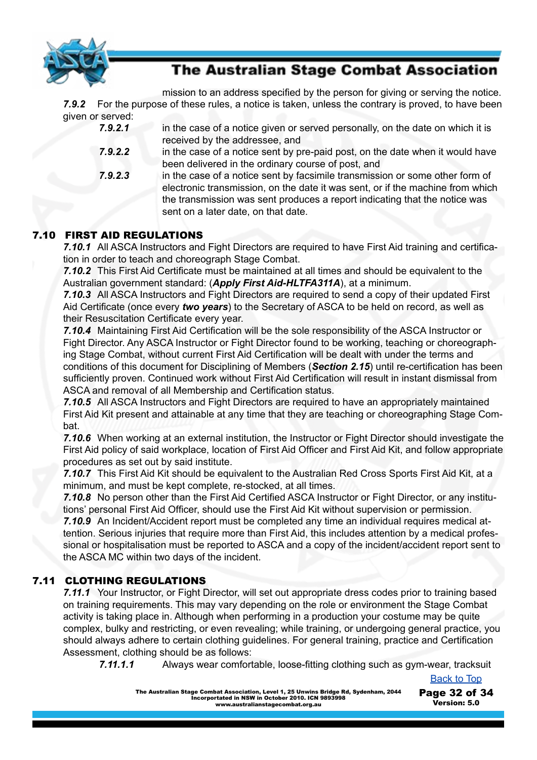mission to an address specified by the person for giving or serving the notice.

***7.9.2*** For the purpose of these rules, a notice is taken, unless the contrary is proved, to have been given or served:

- ***7.9.2.1*** in the case of a notice given or served personally, on the date on which it is received by the addressee, and
- ***7.9.2.2*** in the case of a notice sent by pre-paid post, on the date when it would have been delivered in the ordinary course of post, and
- ***7.9.2.3*** in the case of a notice sent by facsimile transmission or some other form of electronic transmission, on the date it was sent, or if the machine from which the transmission was sent produces a report indicating that the notice was sent on a later date, on that date.

## 7.10 FIRST AID REGULATIONS

***7.10.1*** All ASCA Instructors and Fight Directors are required to have First Aid training and certification in order to teach and choreograph Stage Combat.

***7.10.2*** This First Aid Certificate must be maintained at all times and should be equivalent to the Australian government standard: (***Apply First Aid-HLTFA311A***), at a minimum.

***7.10.3*** All ASCA Instructors and Fight Directors are required to send a copy of their updated First Aid Certificate (once every ***two years***) to the Secretary of ASCA to be held on record, as well as their Resuscitation Certificate every year.

***7.10.4*** Maintaining First Aid Certification will be the sole responsibility of the ASCA Instructor or Fight Director. Any ASCA Instructor or Fight Director found to be working, teaching or choreographing Stage Combat, without current First Aid Certification will be dealt with under the terms and conditions of this document for Disciplining of Members (***Section 2.15***) until re-certification has been sufficiently proven. Continued work without First Aid Certification will result in instant dismissal from ASCA and removal of all Membership and Certification status.

***7.10.5*** All ASCA Instructors and Fight Directors are required to have an appropriately maintained First Aid Kit present and attainable at any time that they are teaching or choreographing Stage Combat.

***7.10.6*** When working at an external institution, the Instructor or Fight Director should investigate the First Aid policy of said workplace, location of First Aid Officer and First Aid Kit, and follow appropriate procedures as set out by said institute.

***7.10.7*** This First Aid Kit should be equivalent to the Australian Red Cross Sports First Aid Kit, at a minimum, and must be kept complete, re-stocked, at all times.

***7.10.8*** No person other than the First Aid Certified ASCA Instructor or Fight Director, or any institutions' personal First Aid Officer, should use the First Aid Kit without supervision or permission.

***7.10.9*** An Incident/Accident report must be completed any time an individual requires medical attention. Serious injuries that require more than First Aid, this includes attention by a medical professional or hospitalisation must be reported to ASCA and a copy of the incident/accident report sent to the ASCA MC within two days of the incident.

## 7.11 CLOTHING REGULATIONS

***7.11.1*** Your Instructor, or Fight Director, will set out appropriate dress codes prior to training based on training requirements. This may vary depending on the role or environment the Stage Combat activity is taking place in. Although when performing in a production your costume may be quite complex, bulky and restricting, or even revealing; while training, or undergoing general practice, you should always adhere to certain clothing guidelines. For general training, practice and Certification Assessment, clothing should be as follows:

- ***7.11.1.1*** Always wear comfortable, loose-fitting clothing such as gym-wear, tracksuit

Back to Top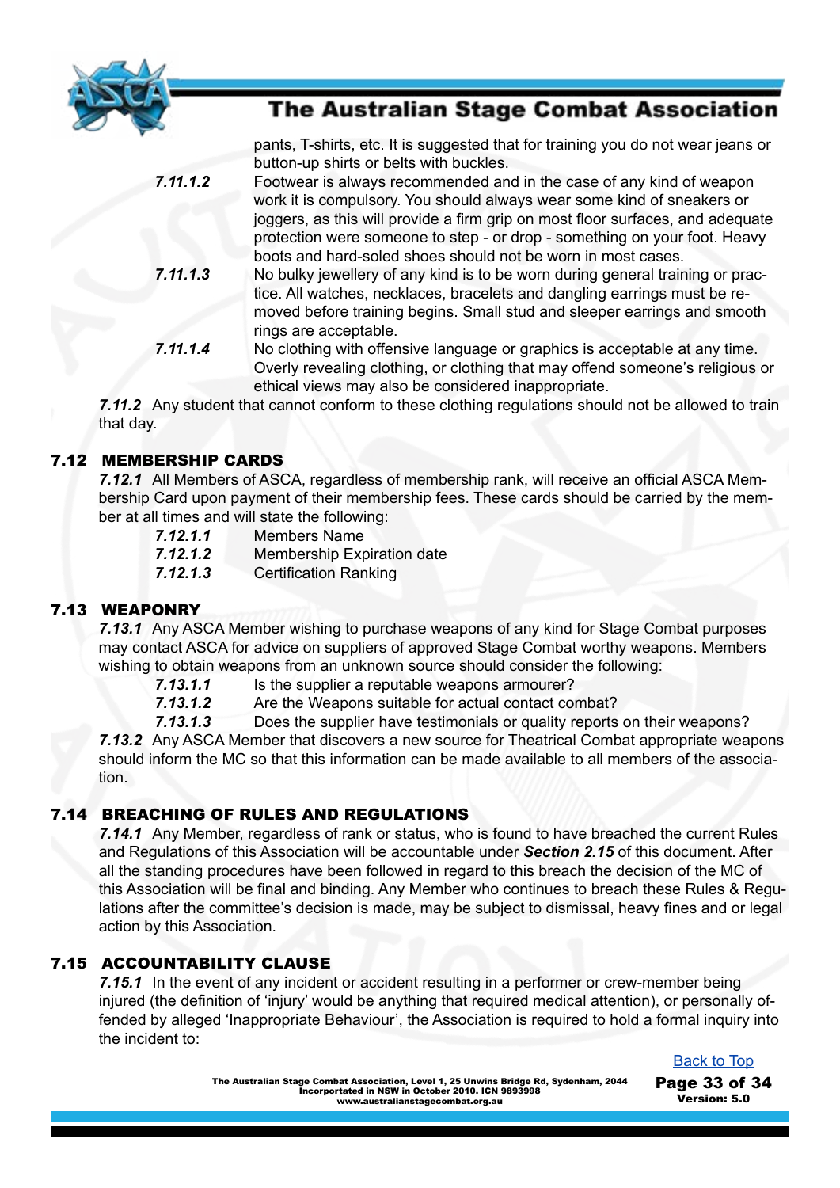pants, T-shirts, etc. It is suggested that for training you do not wear jeans or button-up shirts or belts with buckles.

***7.11.1.2*** Footwear is always recommended and in the case of any kind of weapon work it is compulsory. You should always wear some kind of sneakers or joggers, as this will provide a firm grip on most floor surfaces, and adequate protection were someone to step - or drop - something on your foot. Heavy boots and hard-soled shoes should not be worn in most cases.

***7.11.1.3*** No bulky jewellery of any kind is to be worn during general training or practice. All watches, necklaces, bracelets and dangling earrings must be removed before training begins. Small stud and sleeper earrings and smooth rings are acceptable.

***7.11.1.4*** No clothing with offensive language or graphics is acceptable at any time. Overly revealing clothing, or clothing that may offend someone's religious or ethical views may also be considered inappropriate.

***7.11.2*** Any student that cannot conform to these clothing regulations should not be allowed to train that day.

## 7.12 MEMBERSHIP CARDS

***7.12.1*** All Members of ASCA, regardless of membership rank, will receive an official ASCA Membership Card upon payment of their membership fees. These cards should be carried by the member at all times and will state the following:

***7.12.1.1*** Members Name

***7.12.1.2*** Membership Expiration date

***7.12.1.3*** Certification Ranking

## 7.13 WEAPONRY

***7.13.1*** Any ASCA Member wishing to purchase weapons of any kind for Stage Combat purposes may contact ASCA for advice on suppliers of approved Stage Combat worthy weapons. Members wishing to obtain weapons from an unknown source should consider the following:

***7.13.1.1*** Is the supplier a reputable weapons armourer?

***7.13.1.2*** Are the Weapons suitable for actual contact combat?

***7.13.1.3*** Does the supplier have testimonials or quality reports on their weapons?

***7.13.2*** Any ASCA Member that discovers a new source for Theatrical Combat appropriate weapons should inform the MC so that this information can be made available to all members of the association.

## 7.14 BREACHING OF RULES AND REGULATIONS

***7.14.1*** Any Member, regardless of rank or status, who is found to have breached the current Rules and Regulations of this Association will be accountable under ***Section 2.15*** of this document. After all the standing procedures have been followed in regard to this breach the decision of the MC of this Association will be final and binding. Any Member who continues to breach these Rules & Regulations after the committee's decision is made, may be subject to dismissal, heavy fines and or legal action by this Association.

## 7.15 ACCOUNTABILITY CLAUSE

***7.15.1*** In the event of any incident or accident resulting in a performer or crew-member being injured (the definition of 'injury' would be anything that required medical attention), or personally offended by alleged 'Inappropriate Behaviour', the Association is required to hold a formal inquiry into the incident to: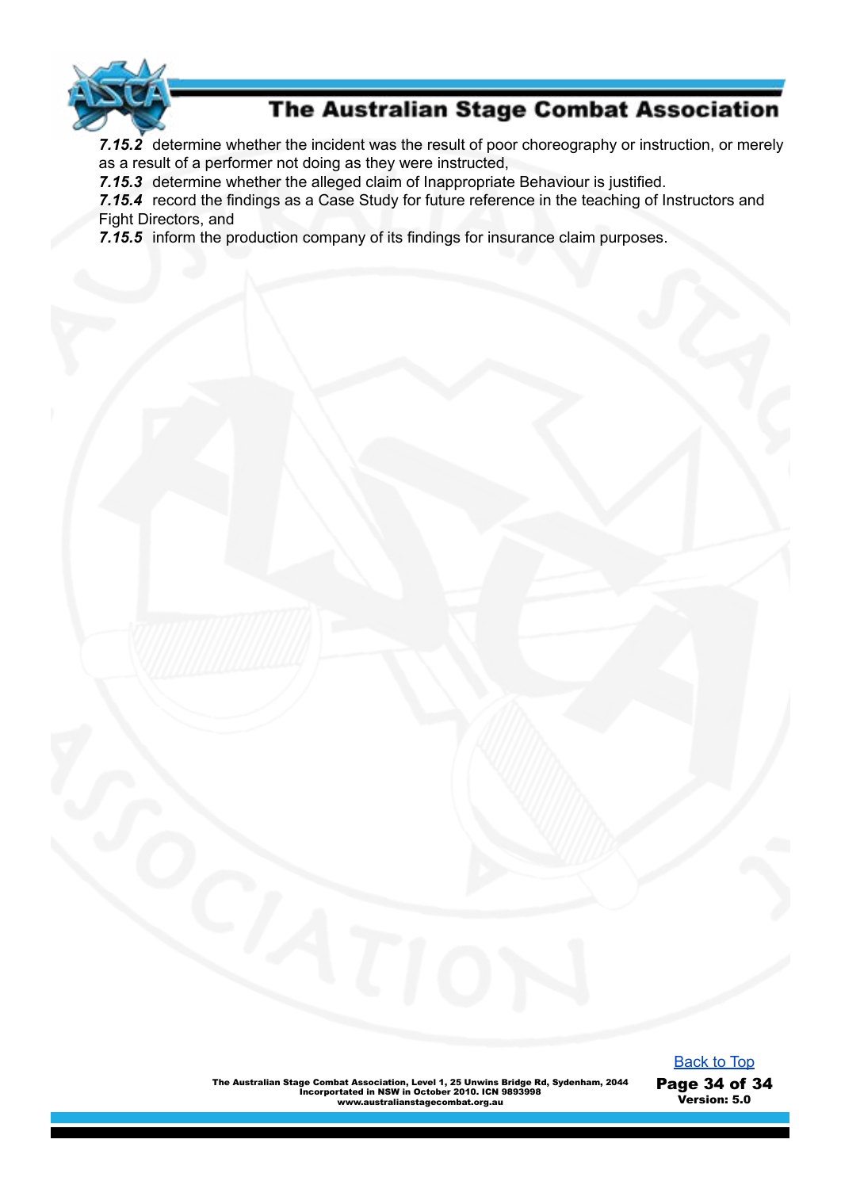***7.15.2*** determine whether the incident was the result of poor choreography or instruction, or merely as a result of a performer not doing as they were instructed,

***7.15.3*** determine whether the alleged claim of Inappropriate Behaviour is justified.

***7.15.4*** record the findings as a Case Study for future reference in the teaching of Instructors and Fight Directors, and

***7.15.5*** inform the production company of its findings for insurance claim purposes.